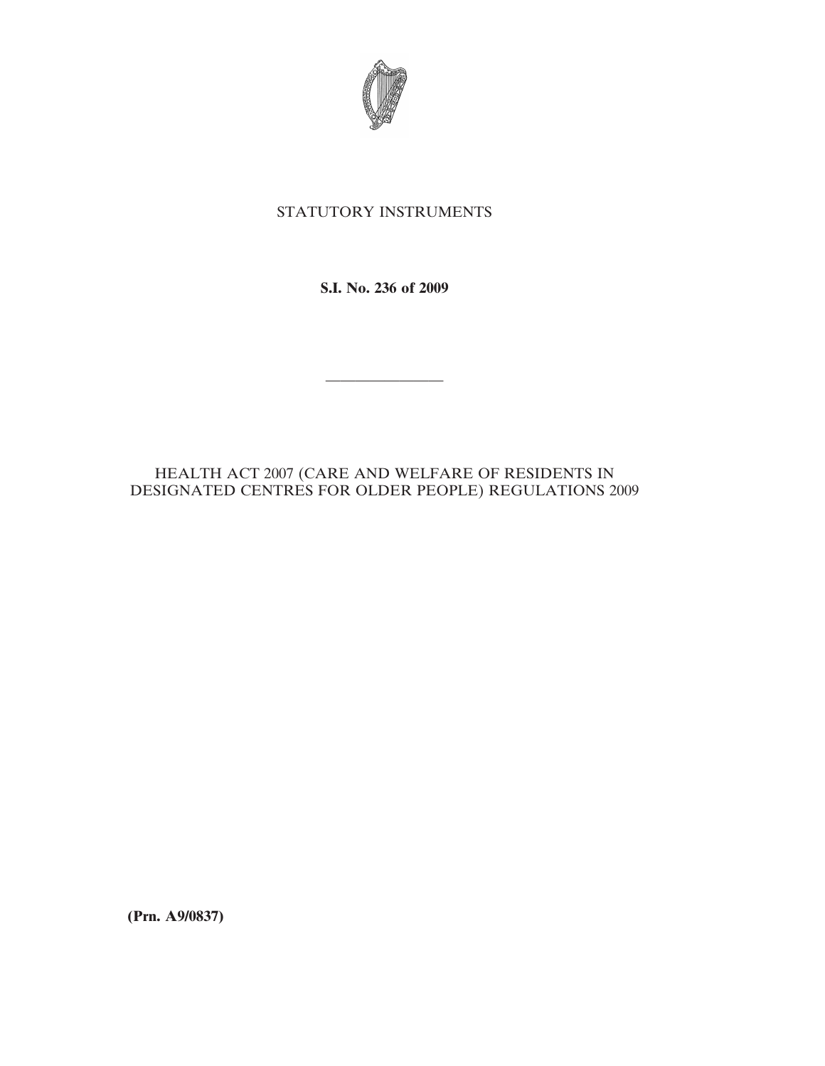STATUTORY INSTRUMENTS

**S.I. No. 236 of 2009**

---

HEALTH ACT 2007 (CARE AND WELFARE OF RESIDENTS IN DESIGNATED CENTRES FOR OLDER PEOPLE) REGULATIONS 2009

**(Prn. A9/0837)**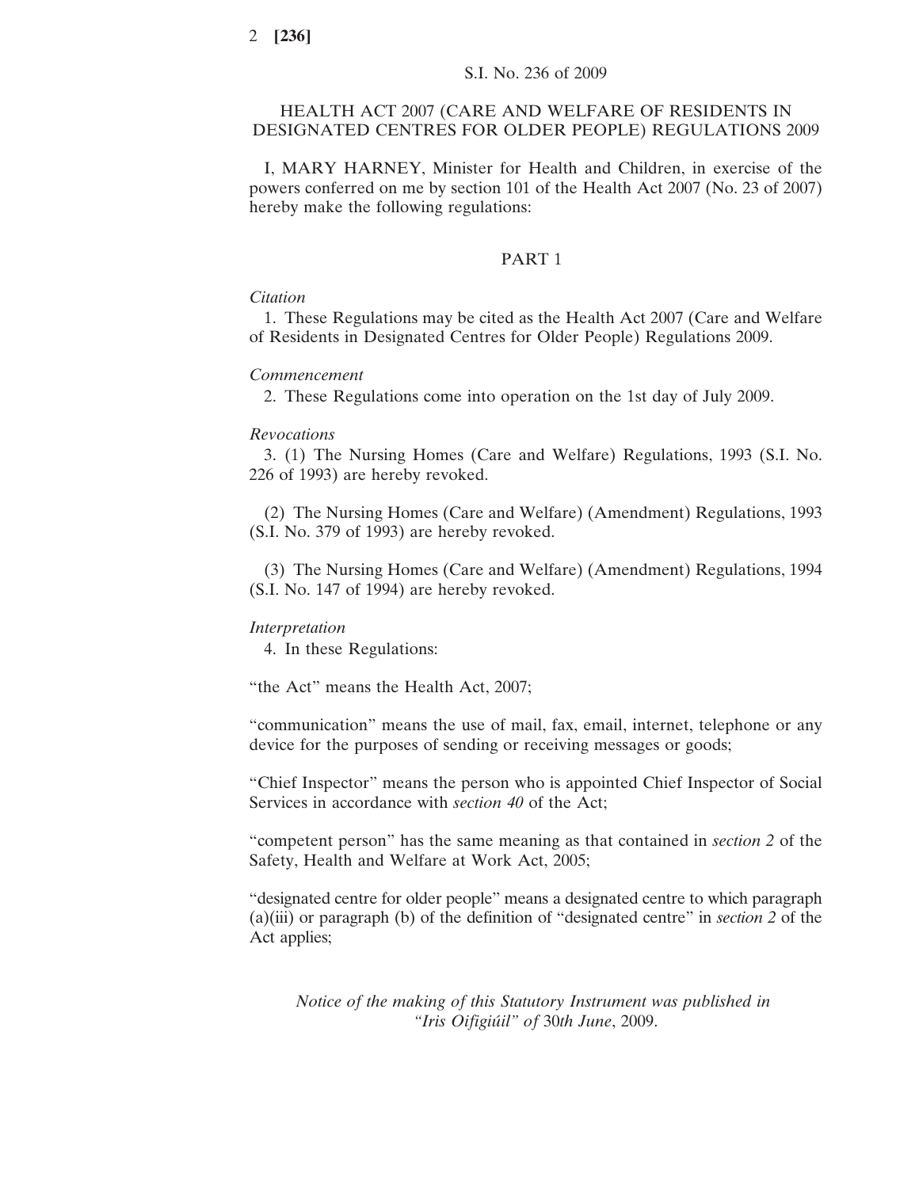S.I. No. 236 of 2009

# HEALTH ACT 2007 (CARE AND WELFARE OF RESIDENTS IN DESIGNATED CENTRES FOR OLDER PEOPLE) REGULATIONS 2009

I, MARY HARNEY, Minister for Health and Children, in exercise of the powers conferred on me by section 101 of the Health Act 2007 (No. 23 of 2007) hereby make the following regulations:

## PART 1

*Citation*

1. These Regulations may be cited as the Health Act 2007 (Care and Welfare of Residents in Designated Centres for Older People) Regulations 2009.

*Commencement*

2. These Regulations come into operation on the 1st day of July 2009.

*Revocations*

3. (1) The Nursing Homes (Care and Welfare) Regulations, 1993 (S.I. No. 226 of 1993) are hereby revoked.

(2) The Nursing Homes (Care and Welfare) (Amendment) Regulations, 1993 (S.I. No. 379 of 1993) are hereby revoked.

(3) The Nursing Homes (Care and Welfare) (Amendment) Regulations, 1994 (S.I. No. 147 of 1994) are hereby revoked.

*Interpretation*

4. In these Regulations:

"the Act" means the Health Act, 2007;

"communication" means the use of mail, fax, email, internet, telephone or any device for the purposes of sending or receiving messages or goods;

"Chief Inspector" means the person who is appointed Chief Inspector of Social Services in accordance with *section 40* of the Act;

"competent person" has the same meaning as that contained in *section 2* of the Safety, Health and Welfare at Work Act, 2005;

"designated centre for older people" means a designated centre to which paragraph (a)(iii) or paragraph (b) of the definition of "designated centre" in *section 2* of the Act applies;

*Notice of the making of this Statutory Instrument was published in "Iris Oifigiúil" of 30th June*, 2009.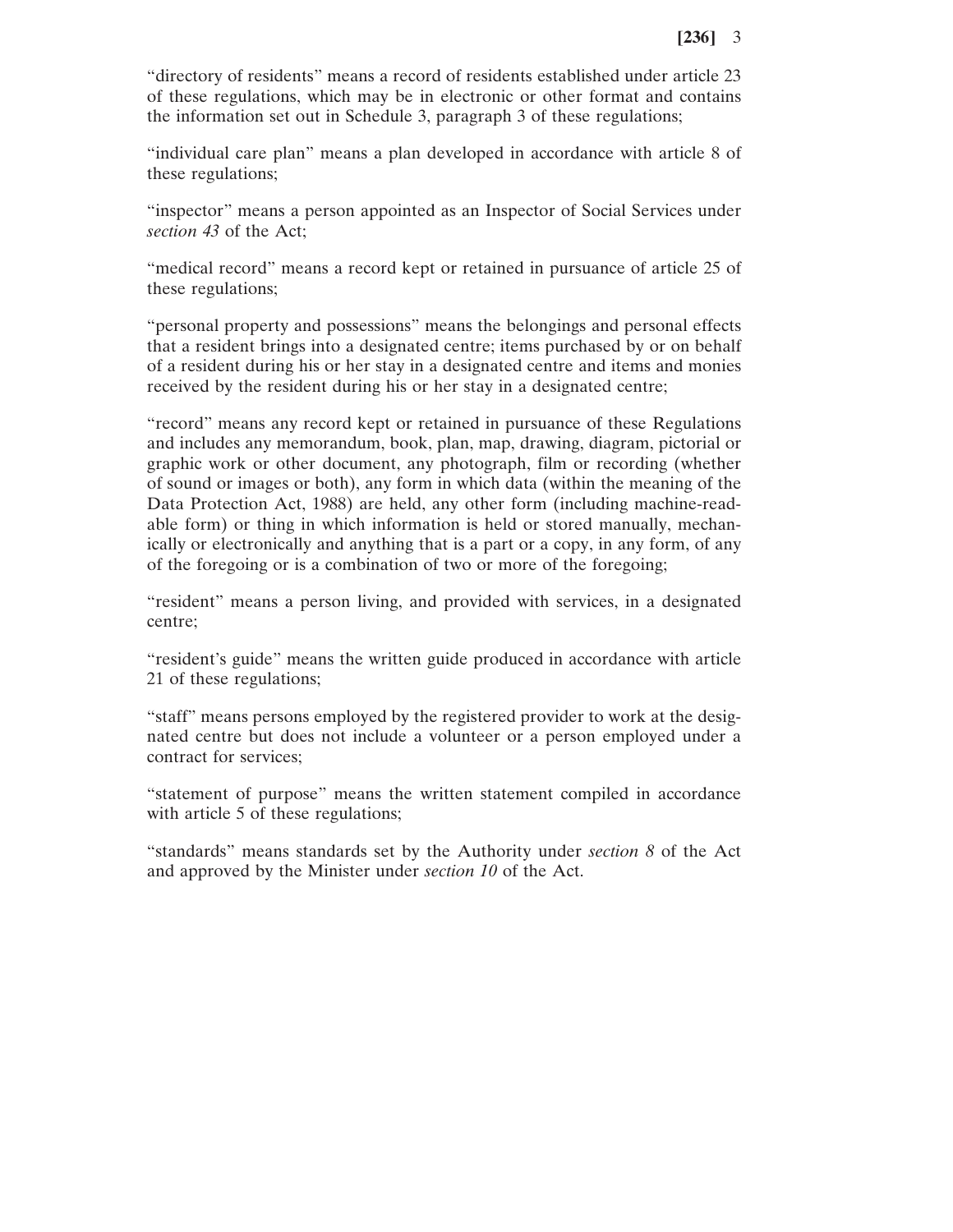"directory of residents" means a record of residents established under article 23 of these regulations, which may be in electronic or other format and contains the information set out in Schedule 3, paragraph 3 of these regulations;

"individual care plan" means a plan developed in accordance with article 8 of these regulations;

"inspector" means a person appointed as an Inspector of Social Services under *section 43* of the Act;

"medical record" means a record kept or retained in pursuance of article 25 of these regulations;

"personal property and possessions" means the belongings and personal effects that a resident brings into a designated centre; items purchased by or on behalf of a resident during his or her stay in a designated centre and items and monies received by the resident during his or her stay in a designated centre;

"record" means any record kept or retained in pursuance of these Regulations and includes any memorandum, book, plan, map, drawing, diagram, pictorial or graphic work or other document, any photograph, film or recording (whether of sound or images or both), any form in which data (within the meaning of the Data Protection Act, 1988) are held, any other form (including machine-readable form) or thing in which information is held or stored manually, mechanically or electronically and anything that is a part or a copy, in any form, of any of the foregoing or is a combination of two or more of the foregoing;

"resident" means a person living, and provided with services, in a designated centre;

"resident's guide" means the written guide produced in accordance with article 21 of these regulations;

"staff" means persons employed by the registered provider to work at the designated centre but does not include a volunteer or a person employed under a contract for services;

"statement of purpose" means the written statement compiled in accordance with article 5 of these regulations;

"standards" means standards set by the Authority under *section 8* of the Act and approved by the Minister under *section 10* of the Act.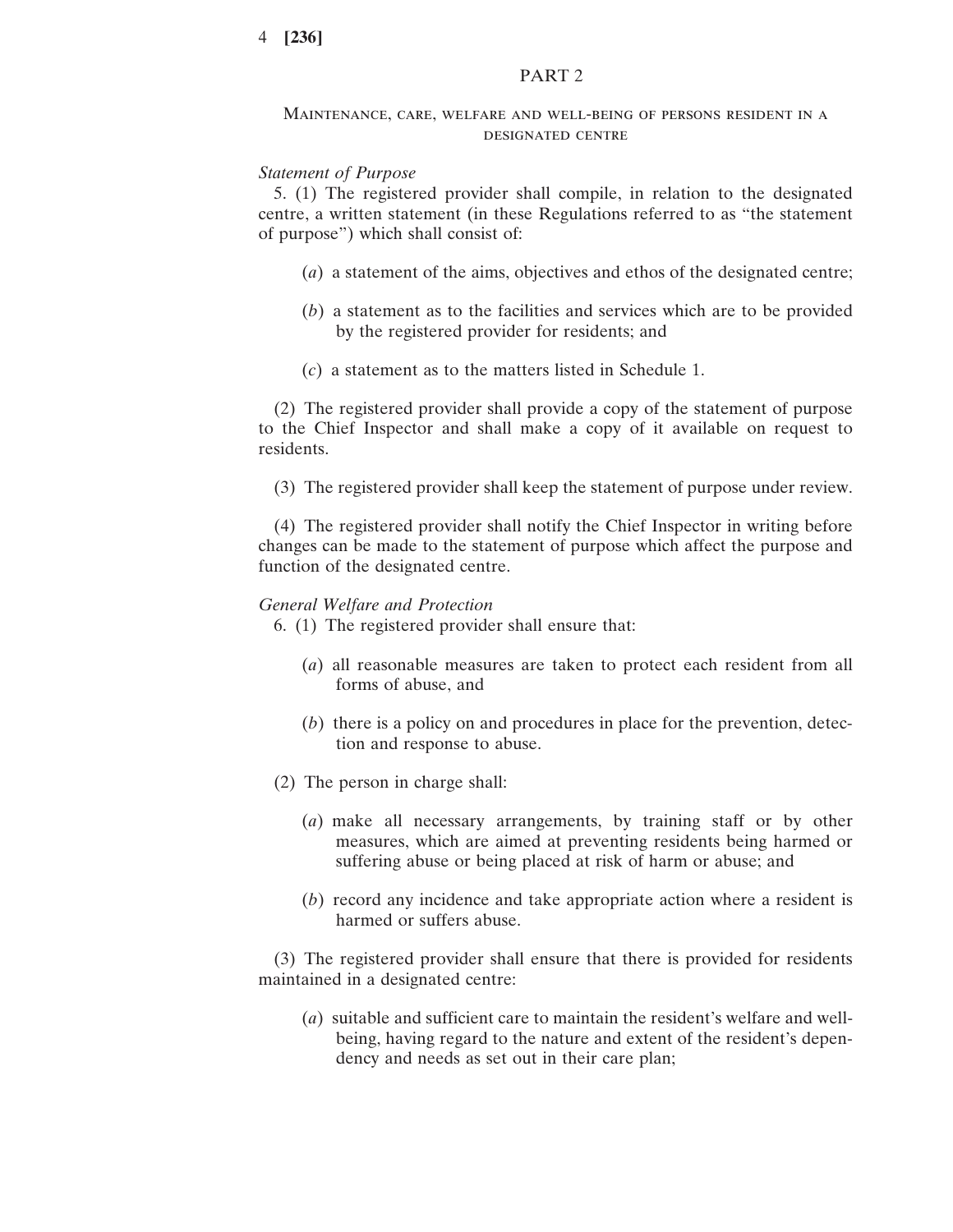## PART 2

### Maintenance, care, welfare and well-being of persons resident in a designated centre

*Statement of Purpose*

5. (1) The registered provider shall compile, in relation to the designated centre, a written statement (in these Regulations referred to as "the statement of purpose") which shall consist of:

(*a*) a statement of the aims, objectives and ethos of the designated centre;

(*b*) a statement as to the facilities and services which are to be provided by the registered provider for residents; and

(*c*) a statement as to the matters listed in Schedule 1.

(2) The registered provider shall provide a copy of the statement of purpose to the Chief Inspector and shall make a copy of it available on request to residents.

(3) The registered provider shall keep the statement of purpose under review.

(4) The registered provider shall notify the Chief Inspector in writing before changes can be made to the statement of purpose which affect the purpose and function of the designated centre.

*General Welfare and Protection*

6. (1) The registered provider shall ensure that:

(*a*) all reasonable measures are taken to protect each resident from all forms of abuse, and

(*b*) there is a policy on and procedures in place for the prevention, detection and response to abuse.

(2) The person in charge shall:

(*a*) make all necessary arrangements, by training staff or by other measures, which are aimed at preventing residents being harmed or suffering abuse or being placed at risk of harm or abuse; and

(*b*) record any incidence and take appropriate action where a resident is harmed or suffers abuse.

(3) The registered provider shall ensure that there is provided for residents maintained in a designated centre:

(*a*) suitable and sufficient care to maintain the resident's welfare and well-being, having regard to the nature and extent of the resident's dependency and needs as set out in their care plan;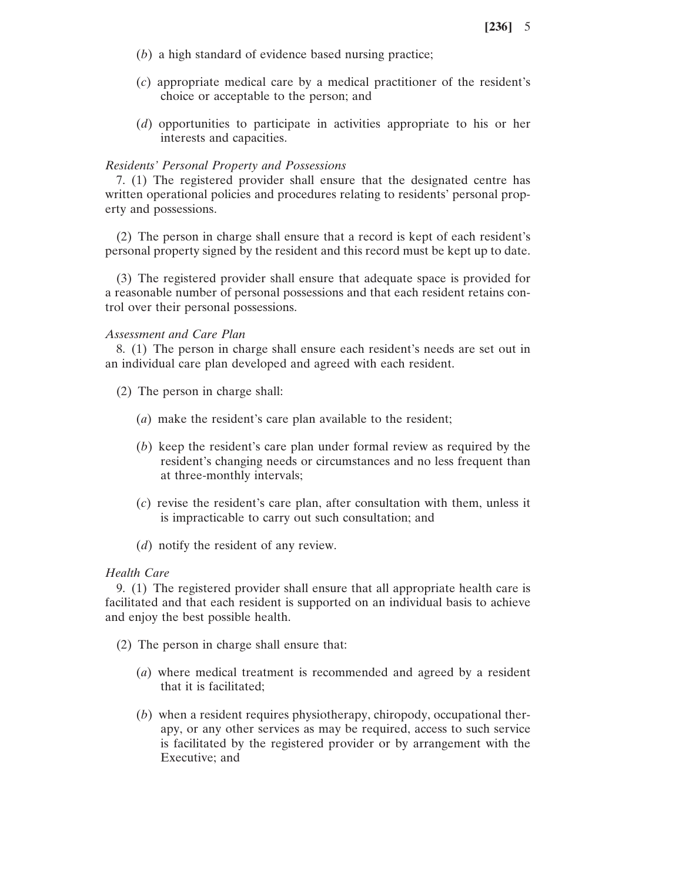(*b*) a high standard of evidence based nursing practice;

(*c*) appropriate medical care by a medical practitioner of the resident's choice or acceptable to the person; and

(*d*) opportunities to participate in activities appropriate to his or her interests and capacities.

*Residents' Personal Property and Possessions*

7. (1) The registered provider shall ensure that the designated centre has written operational policies and procedures relating to residents' personal property and possessions.

(2) The person in charge shall ensure that a record is kept of each resident's personal property signed by the resident and this record must be kept up to date.

(3) The registered provider shall ensure that adequate space is provided for a reasonable number of personal possessions and that each resident retains control over their personal possessions.

*Assessment and Care Plan*

8. (1) The person in charge shall ensure each resident's needs are set out in an individual care plan developed and agreed with each resident.

(2) The person in charge shall:

(*a*) make the resident's care plan available to the resident;

(*b*) keep the resident's care plan under formal review as required by the resident's changing needs or circumstances and no less frequent than at three-monthly intervals;

(*c*) revise the resident's care plan, after consultation with them, unless it is impracticable to carry out such consultation; and

(*d*) notify the resident of any review.

*Health Care*

9. (1) The registered provider shall ensure that all appropriate health care is facilitated and that each resident is supported on an individual basis to achieve and enjoy the best possible health.

(2) The person in charge shall ensure that:

(*a*) where medical treatment is recommended and agreed by a resident that it is facilitated;

(*b*) when a resident requires physiotherapy, chiropody, occupational therapy, or any other services as may be required, access to such service is facilitated by the registered provider or by arrangement with the Executive; and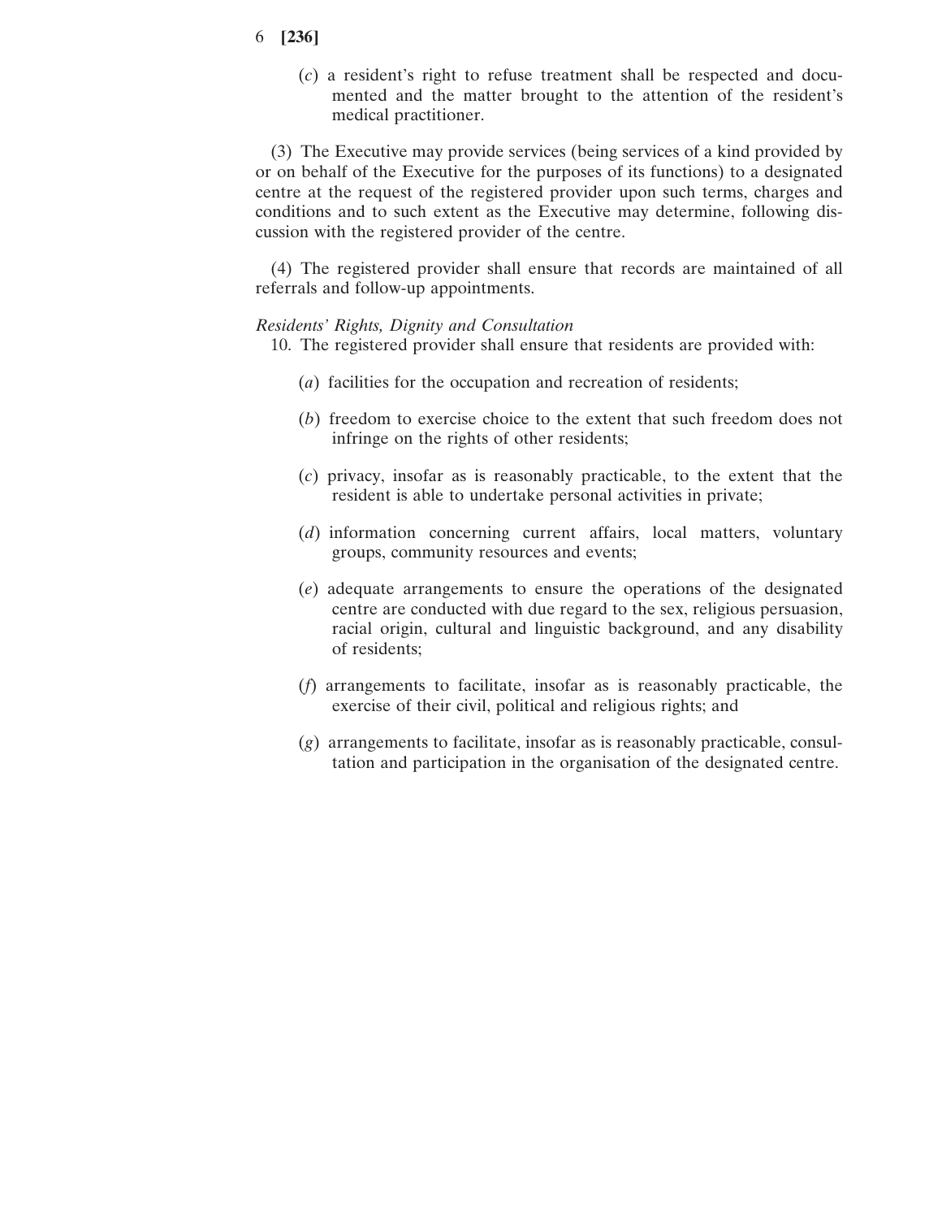(*c*) a resident's right to refuse treatment shall be respected and documented and the matter brought to the attention of the resident's medical practitioner.

(3) The Executive may provide services (being services of a kind provided by or on behalf of the Executive for the purposes of its functions) to a designated centre at the request of the registered provider upon such terms, charges and conditions and to such extent as the Executive may determine, following discussion with the registered provider of the centre.

(4) The registered provider shall ensure that records are maintained of all referrals and follow-up appointments.

*Residents' Rights, Dignity and Consultation*

10. The registered provider shall ensure that residents are provided with:

(*a*) facilities for the occupation and recreation of residents;

(*b*) freedom to exercise choice to the extent that such freedom does not infringe on the rights of other residents;

(*c*) privacy, insofar as is reasonably practicable, to the extent that the resident is able to undertake personal activities in private;

(*d*) information concerning current affairs, local matters, voluntary groups, community resources and events;

(*e*) adequate arrangements to ensure the operations of the designated centre are conducted with due regard to the sex, religious persuasion, racial origin, cultural and linguistic background, and any disability of residents;

(*f*) arrangements to facilitate, insofar as is reasonably practicable, the exercise of their civil, political and religious rights; and

(*g*) arrangements to facilitate, insofar as is reasonably practicable, consultation and participation in the organisation of the designated centre.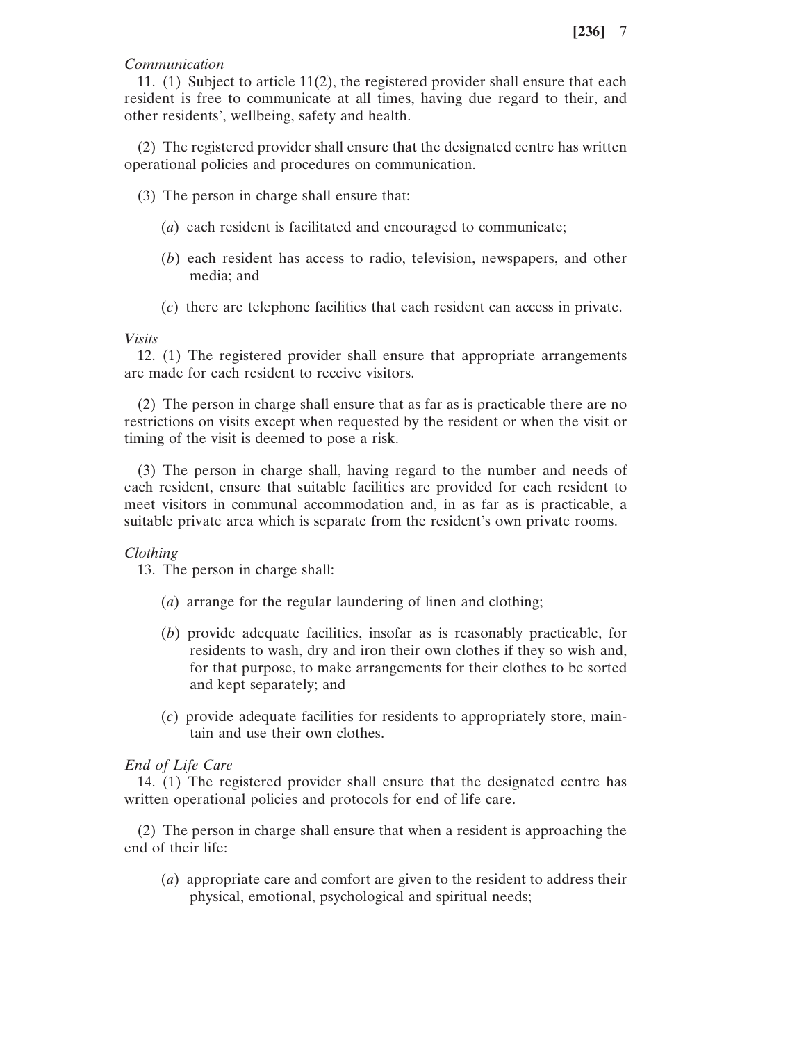*Communication*

11. (1) Subject to article 11(2), the registered provider shall ensure that each resident is free to communicate at all times, having due regard to their, and other residents', wellbeing, safety and health.

(2) The registered provider shall ensure that the designated centre has written operational policies and procedures on communication.

(3) The person in charge shall ensure that:

(*a*) each resident is facilitated and encouraged to communicate;

(*b*) each resident has access to radio, television, newspapers, and other media; and

(*c*) there are telephone facilities that each resident can access in private.

*Visits*

12. (1) The registered provider shall ensure that appropriate arrangements are made for each resident to receive visitors.

(2) The person in charge shall ensure that as far as is practicable there are no restrictions on visits except when requested by the resident or when the visit or timing of the visit is deemed to pose a risk.

(3) The person in charge shall, having regard to the number and needs of each resident, ensure that suitable facilities are provided for each resident to meet visitors in communal accommodation and, in as far as is practicable, a suitable private area which is separate from the resident's own private rooms.

*Clothing*

13. The person in charge shall:

(*a*) arrange for the regular laundering of linen and clothing;

(*b*) provide adequate facilities, insofar as is reasonably practicable, for residents to wash, dry and iron their own clothes if they so wish and, for that purpose, to make arrangements for their clothes to be sorted and kept separately; and

(*c*) provide adequate facilities for residents to appropriately store, maintain and use their own clothes.

*End of Life Care*

14. (1) The registered provider shall ensure that the designated centre has written operational policies and protocols for end of life care.

(2) The person in charge shall ensure that when a resident is approaching the end of their life:

(*a*) appropriate care and comfort are given to the resident to address their physical, emotional, psychological and spiritual needs;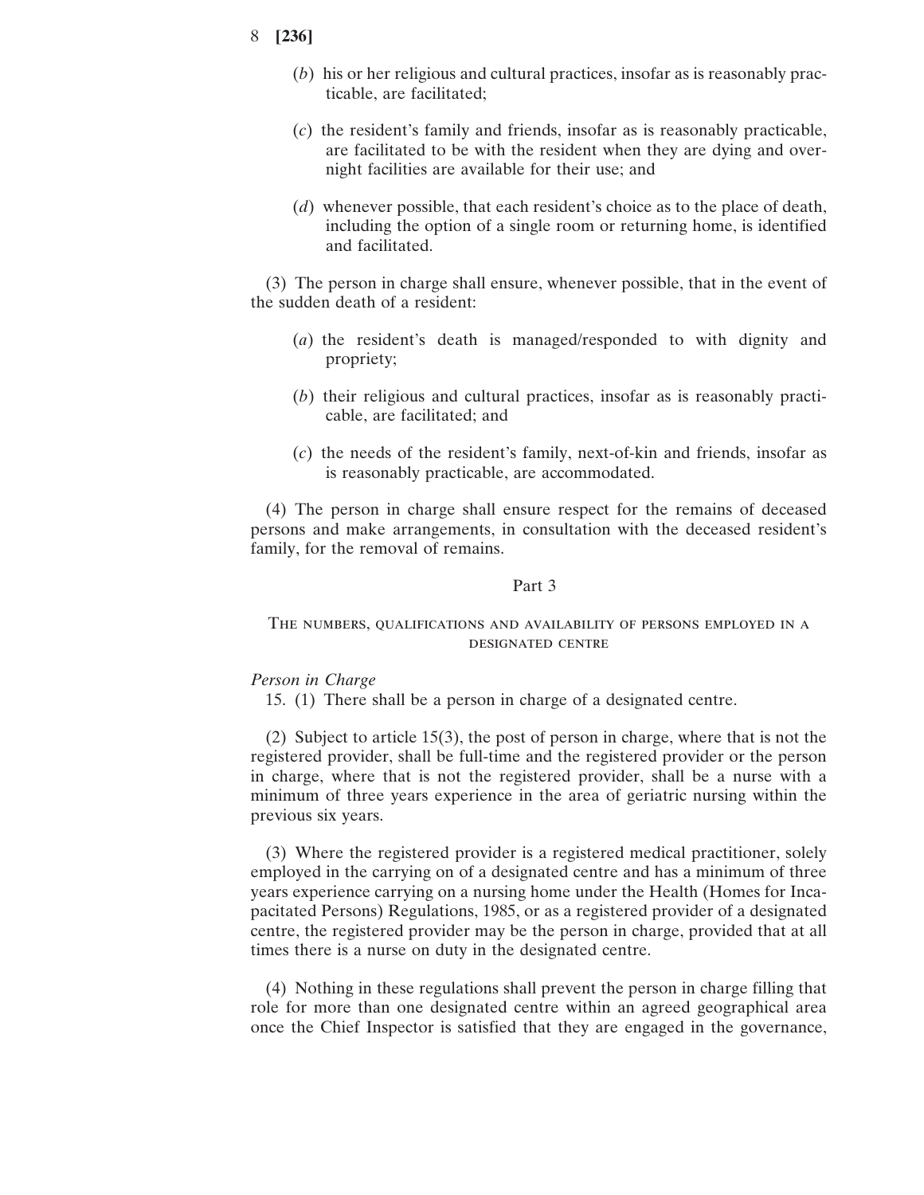(*b*) his or her religious and cultural practices, insofar as is reasonably practicable, are facilitated;

(*c*) the resident's family and friends, insofar as is reasonably practicable, are facilitated to be with the resident when they are dying and overnight facilities are available for their use; and

(*d*) whenever possible, that each resident's choice as to the place of death, including the option of a single room or returning home, is identified and facilitated.

(3) The person in charge shall ensure, whenever possible, that in the event of the sudden death of a resident:

(*a*) the resident's death is managed/responded to with dignity and propriety;

(*b*) their religious and cultural practices, insofar as is reasonably practicable, are facilitated; and

(*c*) the needs of the resident's family, next-of-kin and friends, insofar as is reasonably practicable, are accommodated.

(4) The person in charge shall ensure respect for the remains of deceased persons and make arrangements, in consultation with the deceased resident's family, for the removal of remains.

## Part 3

### The numbers, qualifications and availability of persons employed in a designated centre

*Person in Charge*

15. (1) There shall be a person in charge of a designated centre.

(2) Subject to article 15(3), the post of person in charge, where that is not the registered provider, shall be full-time and the registered provider or the person in charge, where that is not the registered provider, shall be a nurse with a minimum of three years experience in the area of geriatric nursing within the previous six years.

(3) Where the registered provider is a registered medical practitioner, solely employed in the carrying on of a designated centre and has a minimum of three years experience carrying on a nursing home under the Health (Homes for Incapacitated Persons) Regulations, 1985, or as a registered provider of a designated centre, the registered provider may be the person in charge, provided that at all times there is a nurse on duty in the designated centre.

(4) Nothing in these regulations shall prevent the person in charge filling that role for more than one designated centre within an agreed geographical area once the Chief Inspector is satisfied that they are engaged in the governance,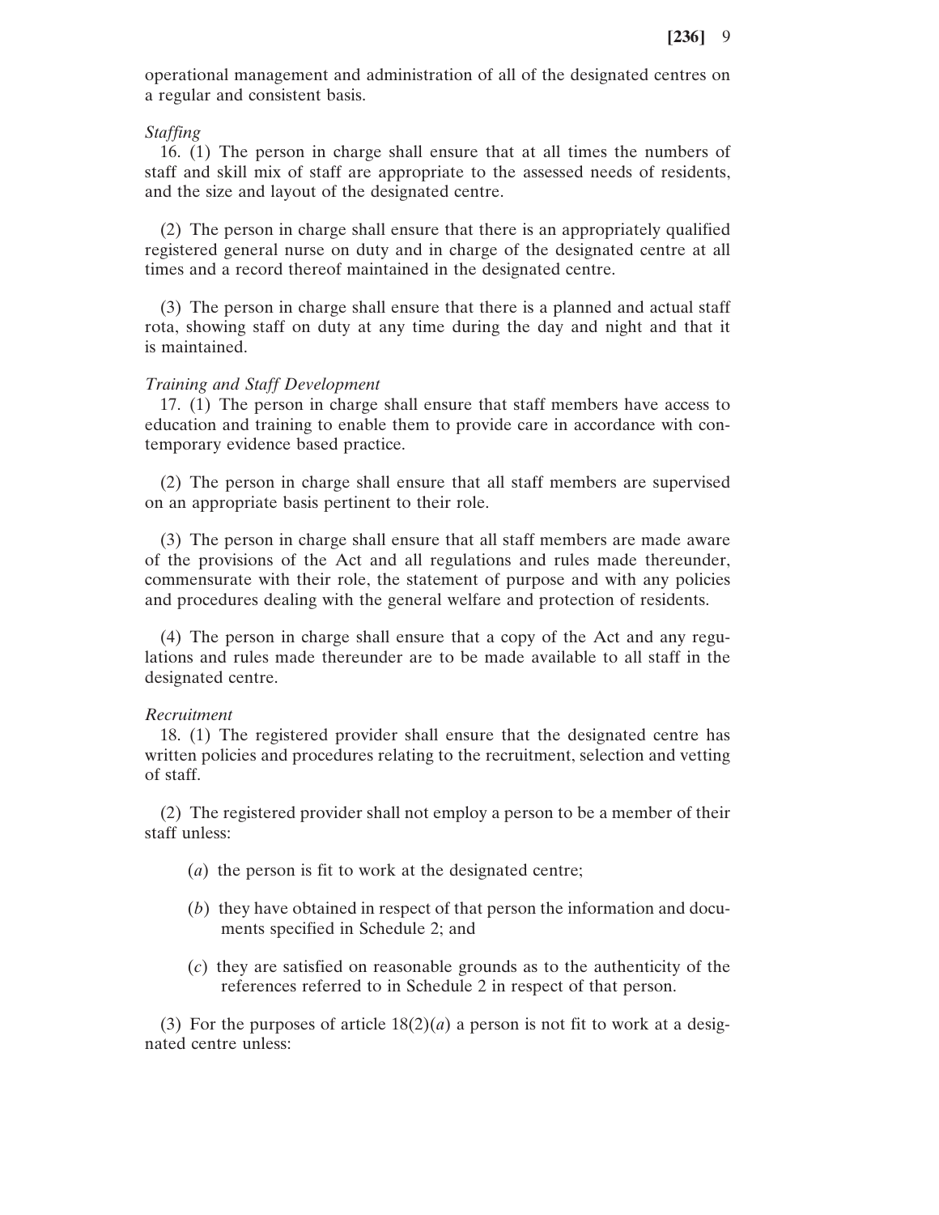operational management and administration of all of the designated centres on a regular and consistent basis.

*Staffing*

16. (1) The person in charge shall ensure that at all times the numbers of staff and skill mix of staff are appropriate to the assessed needs of residents, and the size and layout of the designated centre.

(2) The person in charge shall ensure that there is an appropriately qualified registered general nurse on duty and in charge of the designated centre at all times and a record thereof maintained in the designated centre.

(3) The person in charge shall ensure that there is a planned and actual staff rota, showing staff on duty at any time during the day and night and that it is maintained.

*Training and Staff Development*

17. (1) The person in charge shall ensure that staff members have access to education and training to enable them to provide care in accordance with contemporary evidence based practice.

(2) The person in charge shall ensure that all staff members are supervised on an appropriate basis pertinent to their role.

(3) The person in charge shall ensure that all staff members are made aware of the provisions of the Act and all regulations and rules made thereunder, commensurate with their role, the statement of purpose and with any policies and procedures dealing with the general welfare and protection of residents.

(4) The person in charge shall ensure that a copy of the Act and any regulations and rules made thereunder are to be made available to all staff in the designated centre.

*Recruitment*

18. (1) The registered provider shall ensure that the designated centre has written policies and procedures relating to the recruitment, selection and vetting of staff.

(2) The registered provider shall not employ a person to be a member of their staff unless:

(*a*) the person is fit to work at the designated centre;

(*b*) they have obtained in respect of that person the information and documents specified in Schedule 2; and

(*c*) they are satisfied on reasonable grounds as to the authenticity of the references referred to in Schedule 2 in respect of that person.

(3) For the purposes of article 18(2)(*a*) a person is not fit to work at a designated centre unless: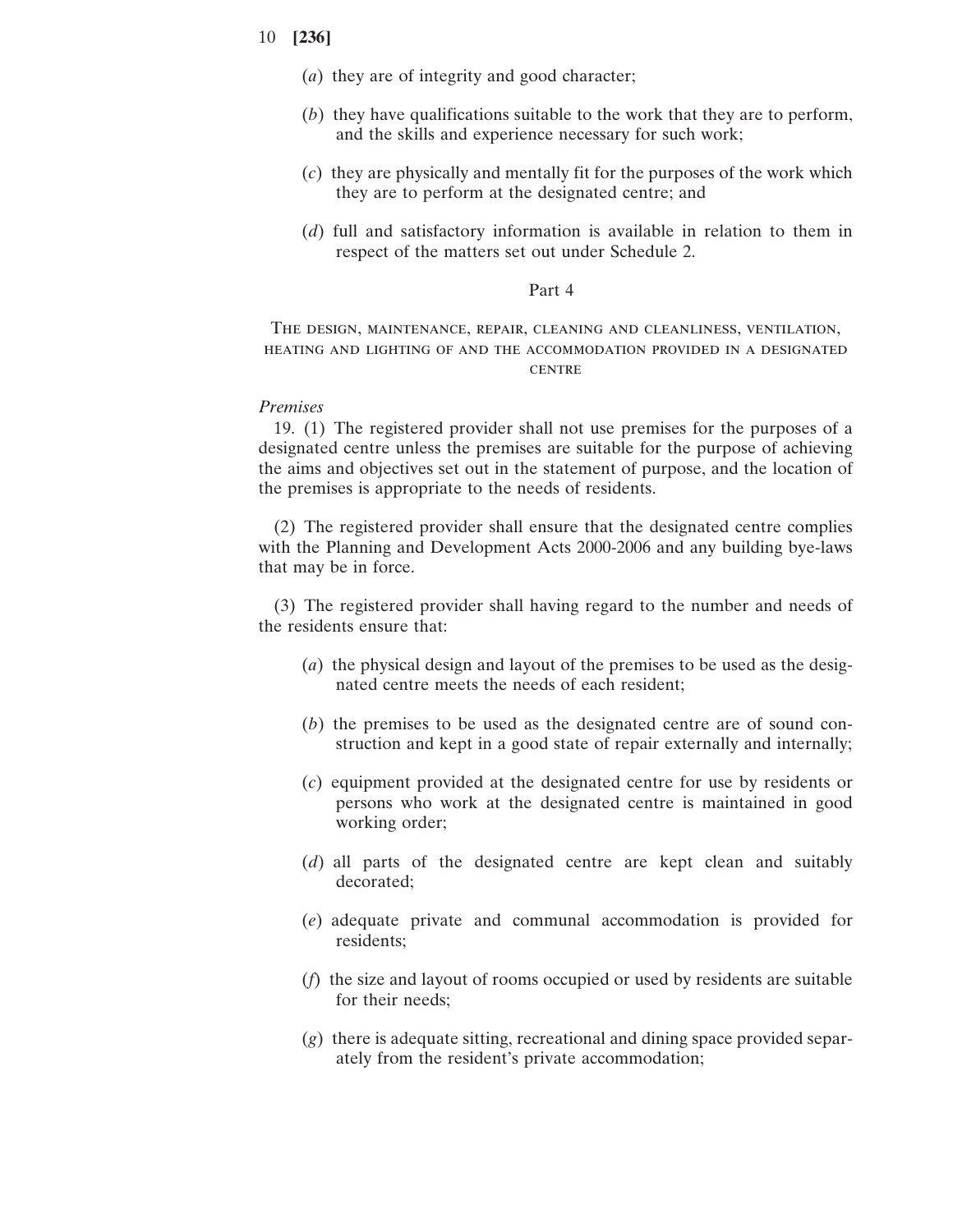(*a*) they are of integrity and good character;

(*b*) they have qualifications suitable to the work that they are to perform, and the skills and experience necessary for such work;

(*c*) they are physically and mentally fit for the purposes of the work which they are to perform at the designated centre; and

(*d*) full and satisfactory information is available in relation to them in respect of the matters set out under Schedule 2.

## Part 4

### The design, maintenance, repair, cleaning and cleanliness, ventilation, heating and lighting of and the accommodation provided in a designated centre

*Premises*

19. (1) The registered provider shall not use premises for the purposes of a designated centre unless the premises are suitable for the purpose of achieving the aims and objectives set out in the statement of purpose, and the location of the premises is appropriate to the needs of residents.

(2) The registered provider shall ensure that the designated centre complies with the Planning and Development Acts 2000-2006 and any building bye-laws that may be in force.

(3) The registered provider shall having regard to the number and needs of the residents ensure that:

(*a*) the physical design and layout of the premises to be used as the designated centre meets the needs of each resident;

(*b*) the premises to be used as the designated centre are of sound construction and kept in a good state of repair externally and internally;

(*c*) equipment provided at the designated centre for use by residents or persons who work at the designated centre is maintained in good working order;

(*d*) all parts of the designated centre are kept clean and suitably decorated;

(*e*) adequate private and communal accommodation is provided for residents;

(*f*) the size and layout of rooms occupied or used by residents are suitable for their needs;

(*g*) there is adequate sitting, recreational and dining space provided separately from the resident's private accommodation;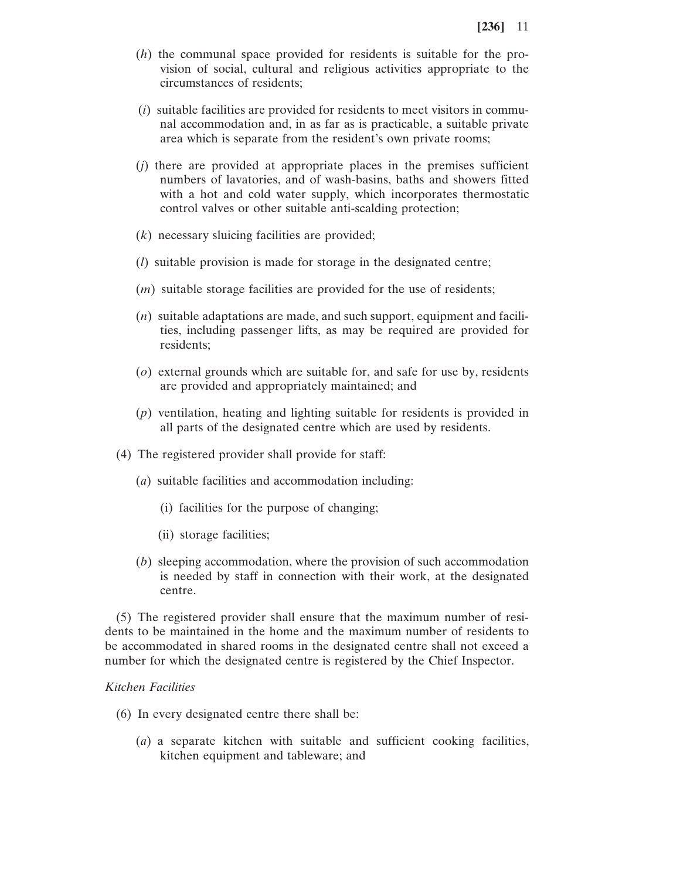(*h*) the communal space provided for residents is suitable for the provision of social, cultural and religious activities appropriate to the circumstances of residents;

(*i*) suitable facilities are provided for residents to meet visitors in communal accommodation and, in as far as is practicable, a suitable private area which is separate from the resident's own private rooms;

(*j*) there are provided at appropriate places in the premises sufficient numbers of lavatories, and of wash-basins, baths and showers fitted with a hot and cold water supply, which incorporates thermostatic control valves or other suitable anti-scalding protection;

(*k*) necessary sluicing facilities are provided;

(*l*) suitable provision is made for storage in the designated centre;

(*m*) suitable storage facilities are provided for the use of residents;

(*n*) suitable adaptations are made, and such support, equipment and facilities, including passenger lifts, as may be required are provided for residents;

(*o*) external grounds which are suitable for, and safe for use by, residents are provided and appropriately maintained; and

(*p*) ventilation, heating and lighting suitable for residents is provided in all parts of the designated centre which are used by residents.

(4) The registered provider shall provide for staff:

(*a*) suitable facilities and accommodation including:

(i) facilities for the purpose of changing;

(ii) storage facilities;

(*b*) sleeping accommodation, where the provision of such accommodation is needed by staff in connection with their work, at the designated centre.

(5) The registered provider shall ensure that the maximum number of residents to be maintained in the home and the maximum number of residents to be accommodated in shared rooms in the designated centre shall not exceed a number for which the designated centre is registered by the Chief Inspector.

*Kitchen Facilities*

(6) In every designated centre there shall be:

(*a*) a separate kitchen with suitable and sufficient cooking facilities, kitchen equipment and tableware; and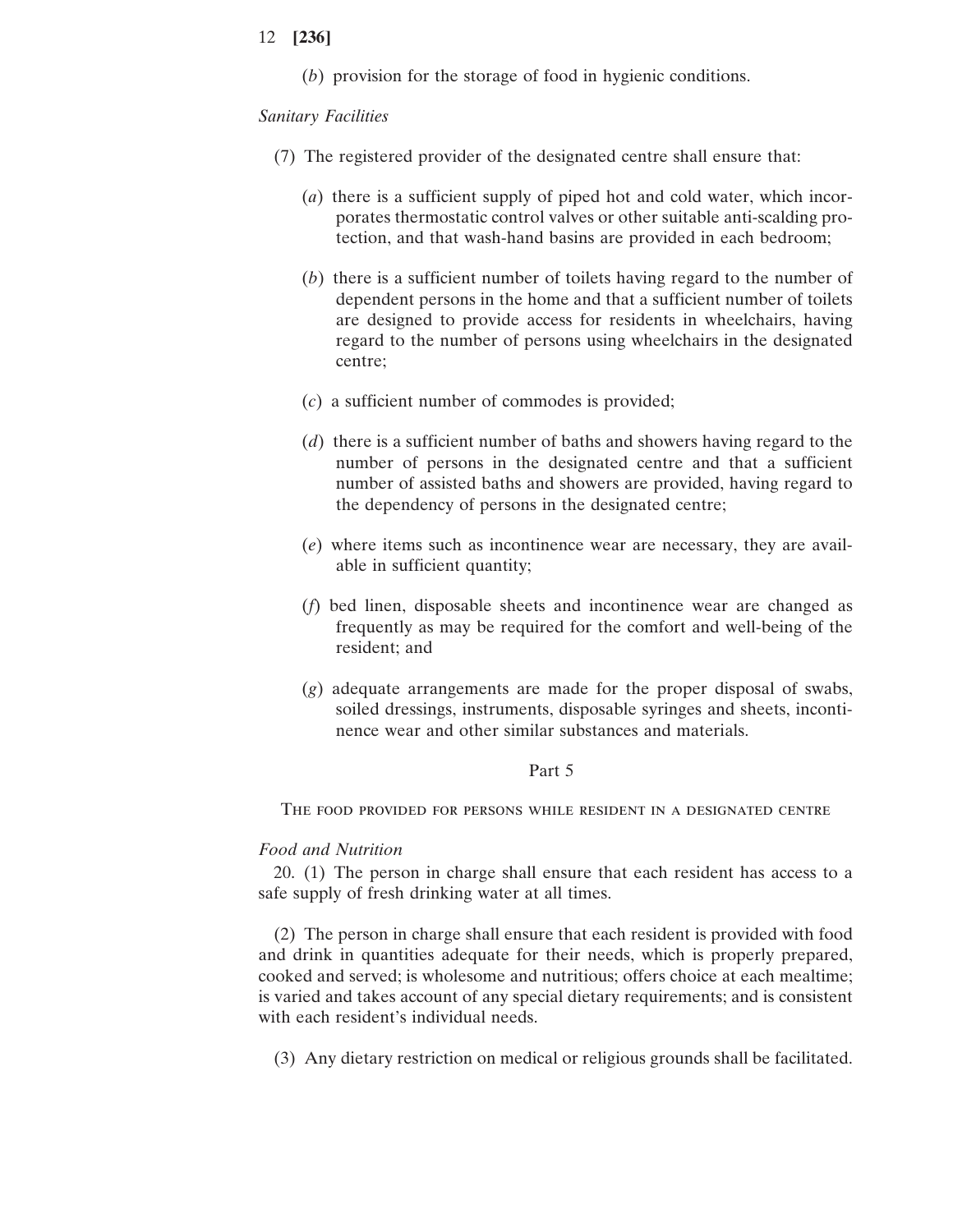(*b*) provision for the storage of food in hygienic conditions.

*Sanitary Facilities*

(7) The registered provider of the designated centre shall ensure that:

(*a*) there is a sufficient supply of piped hot and cold water, which incorporates thermostatic control valves or other suitable anti-scalding protection, and that wash-hand basins are provided in each bedroom;

(*b*) there is a sufficient number of toilets having regard to the number of dependent persons in the home and that a sufficient number of toilets are designed to provide access for residents in wheelchairs, having regard to the number of persons using wheelchairs in the designated centre;

(*c*) a sufficient number of commodes is provided;

(*d*) there is a sufficient number of baths and showers having regard to the number of persons in the designated centre and that a sufficient number of assisted baths and showers are provided, having regard to the dependency of persons in the designated centre;

(*e*) where items such as incontinence wear are necessary, they are available in sufficient quantity;

(*f*) bed linen, disposable sheets and incontinence wear are changed as frequently as may be required for the comfort and well-being of the resident; and

(*g*) adequate arrangements are made for the proper disposal of swabs, soiled dressings, instruments, disposable syringes and sheets, incontinence wear and other similar substances and materials.

## Part 5

### The food provided for persons while resident in a designated centre

*Food and Nutrition*

20. (1) The person in charge shall ensure that each resident has access to a safe supply of fresh drinking water at all times.

(2) The person in charge shall ensure that each resident is provided with food and drink in quantities adequate for their needs, which is properly prepared, cooked and served; is wholesome and nutritious; offers choice at each mealtime; is varied and takes account of any special dietary requirements; and is consistent with each resident's individual needs.

(3) Any dietary restriction on medical or religious grounds shall be facilitated.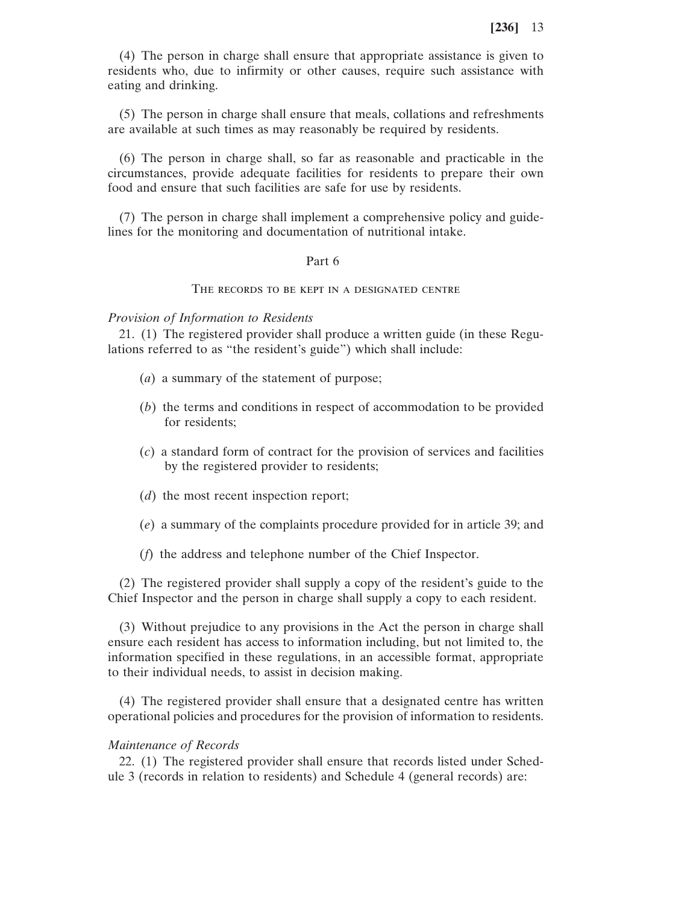(4) The person in charge shall ensure that appropriate assistance is given to residents who, due to infirmity or other causes, require such assistance with eating and drinking.

(5) The person in charge shall ensure that meals, collations and refreshments are available at such times as may reasonably be required by residents.

(6) The person in charge shall, so far as reasonable and practicable in the circumstances, provide adequate facilities for residents to prepare their own food and ensure that such facilities are safe for use by residents.

(7) The person in charge shall implement a comprehensive policy and guidelines for the monitoring and documentation of nutritional intake.

## Part 6

### The records to be kept in a designated centre

*Provision of Information to Residents*

21. (1) The registered provider shall produce a written guide (in these Regulations referred to as "the resident's guide") which shall include:

(*a*) a summary of the statement of purpose;

(*b*) the terms and conditions in respect of accommodation to be provided for residents;

(*c*) a standard form of contract for the provision of services and facilities by the registered provider to residents;

(*d*) the most recent inspection report;

(*e*) a summary of the complaints procedure provided for in article 39; and

(*f*) the address and telephone number of the Chief Inspector.

(2) The registered provider shall supply a copy of the resident's guide to the Chief Inspector and the person in charge shall supply a copy to each resident.

(3) Without prejudice to any provisions in the Act the person in charge shall ensure each resident has access to information including, but not limited to, the information specified in these regulations, in an accessible format, appropriate to their individual needs, to assist in decision making.

(4) The registered provider shall ensure that a designated centre has written operational policies and procedures for the provision of information to residents.

*Maintenance of Records*

22. (1) The registered provider shall ensure that records listed under Schedule 3 (records in relation to residents) and Schedule 4 (general records) are: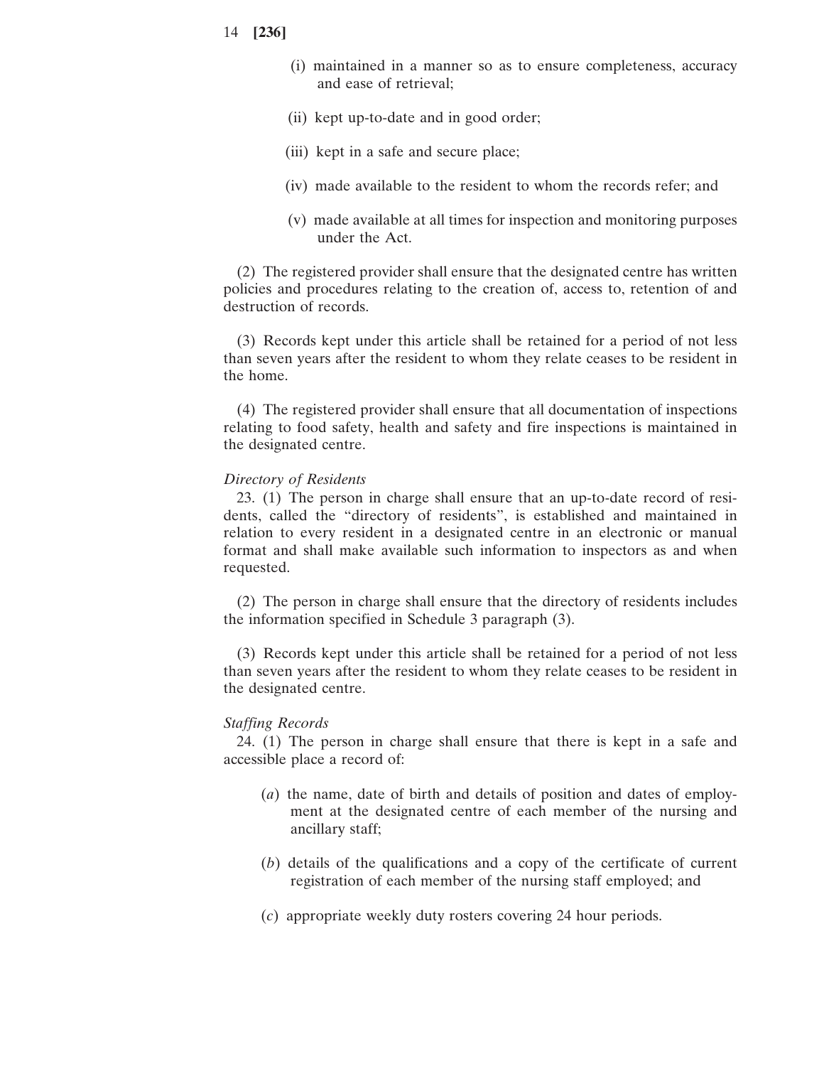(i) maintained in a manner so as to ensure completeness, accuracy and ease of retrieval;

(ii) kept up-to-date and in good order;

(iii) kept in a safe and secure place;

(iv) made available to the resident to whom the records refer; and

(v) made available at all times for inspection and monitoring purposes under the Act.

(2) The registered provider shall ensure that the designated centre has written policies and procedures relating to the creation of, access to, retention of and destruction of records.

(3) Records kept under this article shall be retained for a period of not less than seven years after the resident to whom they relate ceases to be resident in the home.

(4) The registered provider shall ensure that all documentation of inspections relating to food safety, health and safety and fire inspections is maintained in the designated centre.

*Directory of Residents*

23. (1) The person in charge shall ensure that an up-to-date record of residents, called the "directory of residents", is established and maintained in relation to every resident in a designated centre in an electronic or manual format and shall make available such information to inspectors as and when requested.

(2) The person in charge shall ensure that the directory of residents includes the information specified in Schedule 3 paragraph (3).

(3) Records kept under this article shall be retained for a period of not less than seven years after the resident to whom they relate ceases to be resident in the designated centre.

*Staffing Records*

24. (1) The person in charge shall ensure that there is kept in a safe and accessible place a record of:

(*a*) the name, date of birth and details of position and dates of employment at the designated centre of each member of the nursing and ancillary staff;

(*b*) details of the qualifications and a copy of the certificate of current registration of each member of the nursing staff employed; and

(*c*) appropriate weekly duty rosters covering 24 hour periods.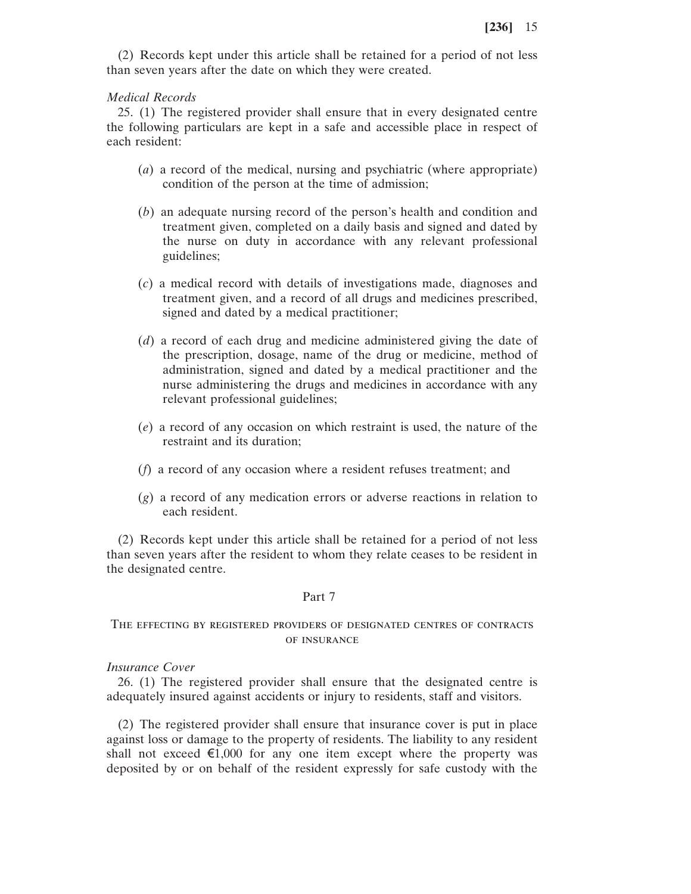(2) Records kept under this article shall be retained for a period of not less than seven years after the date on which they were created.

*Medical Records*

25. (1) The registered provider shall ensure that in every designated centre the following particulars are kept in a safe and accessible place in respect of each resident:

(*a*) a record of the medical, nursing and psychiatric (where appropriate) condition of the person at the time of admission;

(*b*) an adequate nursing record of the person's health and condition and treatment given, completed on a daily basis and signed and dated by the nurse on duty in accordance with any relevant professional guidelines;

(*c*) a medical record with details of investigations made, diagnoses and treatment given, and a record of all drugs and medicines prescribed, signed and dated by a medical practitioner;

(*d*) a record of each drug and medicine administered giving the date of the prescription, dosage, name of the drug or medicine, method of administration, signed and dated by a medical practitioner and the nurse administering the drugs and medicines in accordance with any relevant professional guidelines;

(*e*) a record of any occasion on which restraint is used, the nature of the restraint and its duration;

(*f*) a record of any occasion where a resident refuses treatment; and

(*g*) a record of any medication errors or adverse reactions in relation to each resident.

(2) Records kept under this article shall be retained for a period of not less than seven years after the resident to whom they relate ceases to be resident in the designated centre.

## Part 7

### The effecting by registered providers of designated centres of contracts of insurance

*Insurance Cover*

26. (1) The registered provider shall ensure that the designated centre is adequately insured against accidents or injury to residents, staff and visitors.

(2) The registered provider shall ensure that insurance cover is put in place against loss or damage to the property of residents. The liability to any resident shall not exceed €1,000 for any one item except where the property was deposited by or on behalf of the resident expressly for safe custody with the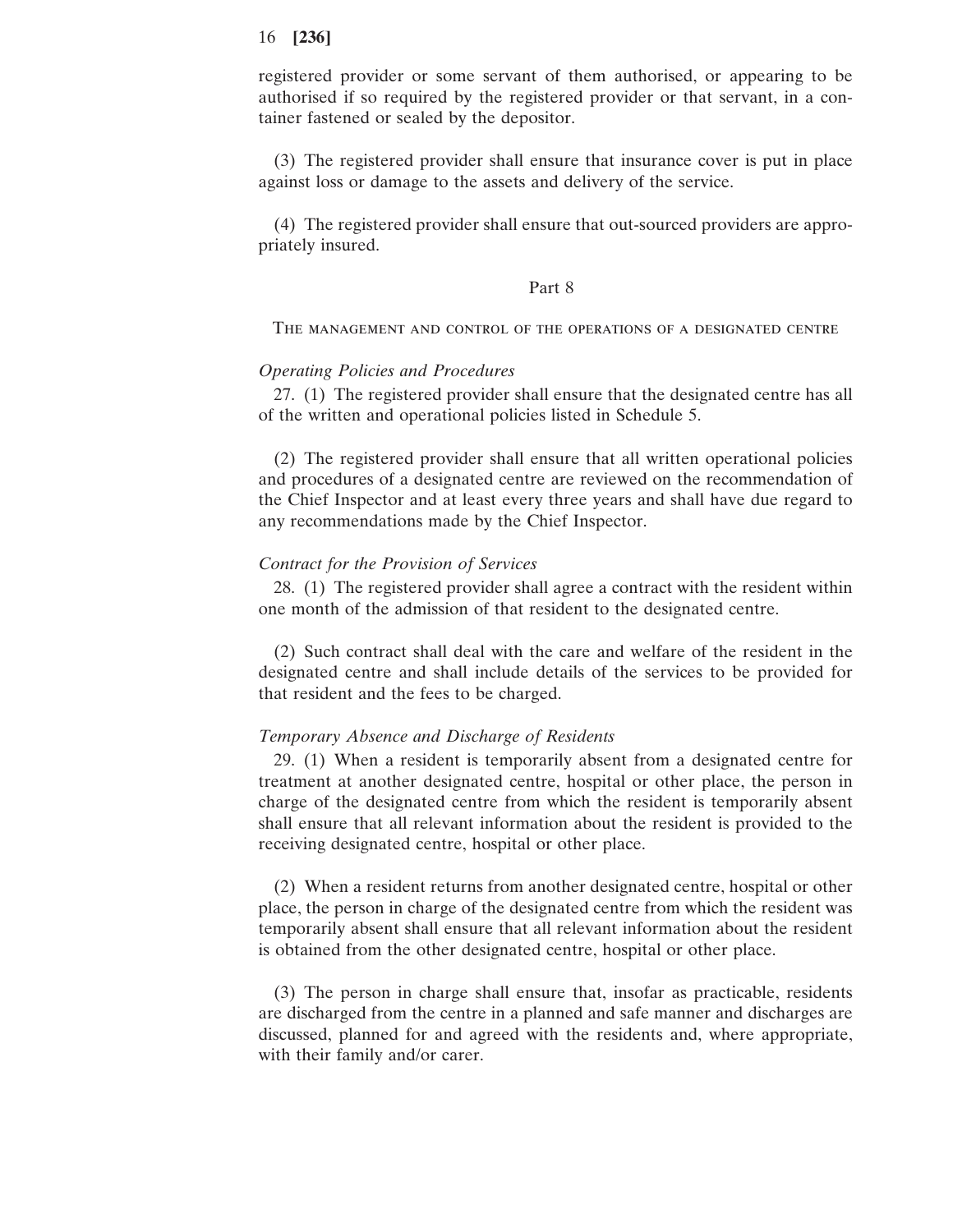registered provider or some servant of them authorised, or appearing to be authorised if so required by the registered provider or that servant, in a container fastened or sealed by the depositor.

(3) The registered provider shall ensure that insurance cover is put in place against loss or damage to the assets and delivery of the service.

(4) The registered provider shall ensure that out-sourced providers are appropriately insured.

## Part 8

### The management and control of the operations of a designated centre

*Operating Policies and Procedures*

27. (1) The registered provider shall ensure that the designated centre has all of the written and operational policies listed in Schedule 5.

(2) The registered provider shall ensure that all written operational policies and procedures of a designated centre are reviewed on the recommendation of the Chief Inspector and at least every three years and shall have due regard to any recommendations made by the Chief Inspector.

*Contract for the Provision of Services*

28. (1) The registered provider shall agree a contract with the resident within one month of the admission of that resident to the designated centre.

(2) Such contract shall deal with the care and welfare of the resident in the designated centre and shall include details of the services to be provided for that resident and the fees to be charged.

*Temporary Absence and Discharge of Residents*

29. (1) When a resident is temporarily absent from a designated centre for treatment at another designated centre, hospital or other place, the person in charge of the designated centre from which the resident is temporarily absent shall ensure that all relevant information about the resident is provided to the receiving designated centre, hospital or other place.

(2) When a resident returns from another designated centre, hospital or other place, the person in charge of the designated centre from which the resident was temporarily absent shall ensure that all relevant information about the resident is obtained from the other designated centre, hospital or other place.

(3) The person in charge shall ensure that, insofar as practicable, residents are discharged from the centre in a planned and safe manner and discharges are discussed, planned for and agreed with the residents and, where appropriate, with their family and/or carer.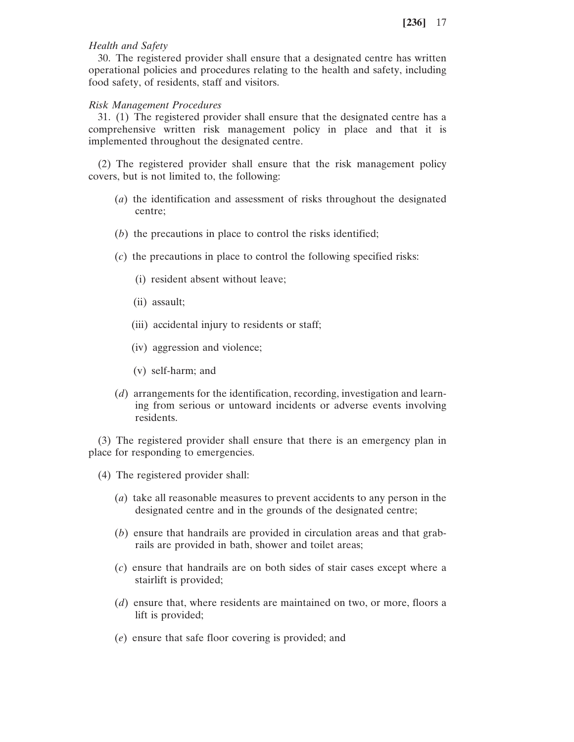*Health and Safety*

30. The registered provider shall ensure that a designated centre has written operational policies and procedures relating to the health and safety, including food safety, of residents, staff and visitors.

*Risk Management Procedures*

31. (1) The registered provider shall ensure that the designated centre has a comprehensive written risk management policy in place and that it is implemented throughout the designated centre.

(2) The registered provider shall ensure that the risk management policy covers, but is not limited to, the following:

- (*a*) the identification and assessment of risks throughout the designated centre;
- (*b*) the precautions in place to control the risks identified;
- (*c*) the precautions in place to control the following specified risks:
  - (i) resident absent without leave;
  - (ii) assault;
  - (iii) accidental injury to residents or staff;
  - (iv) aggression and violence;
  - (v) self-harm; and
- (*d*) arrangements for the identification, recording, investigation and learning from serious or untoward incidents or adverse events involving residents.

(3) The registered provider shall ensure that there is an emergency plan in place for responding to emergencies.

(4) The registered provider shall:

- (*a*) take all reasonable measures to prevent accidents to any person in the designated centre and in the grounds of the designated centre;
- (*b*) ensure that handrails are provided in circulation areas and that grabrails are provided in bath, shower and toilet areas;
- (*c*) ensure that handrails are on both sides of stair cases except where a stairlift is provided;
- (*d*) ensure that, where residents are maintained on two, or more, floors a lift is provided;
- (*e*) ensure that safe floor covering is provided; and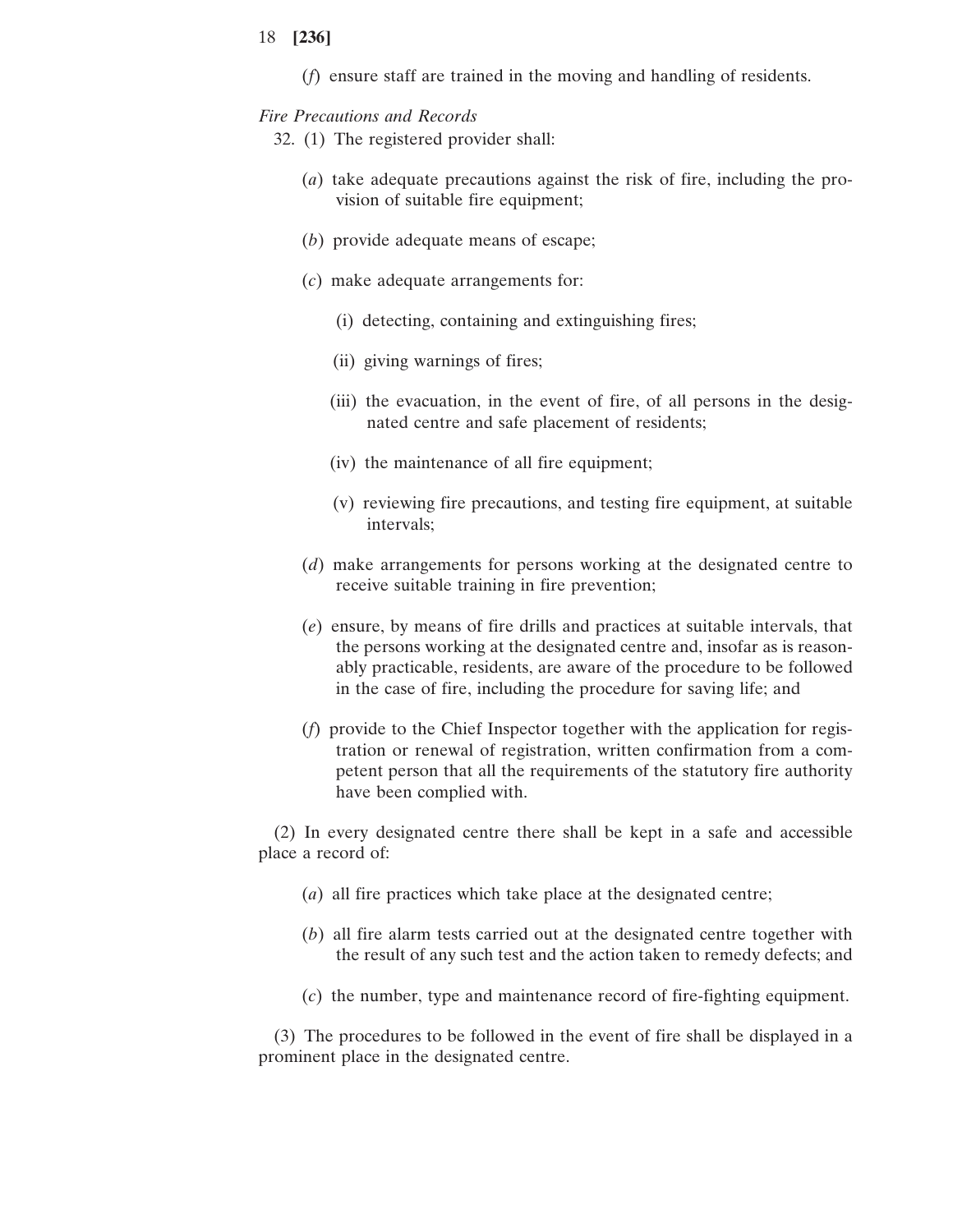(*f*) ensure staff are trained in the moving and handling of residents.

*Fire Precautions and Records*

32. (1) The registered provider shall:

(*a*) take adequate precautions against the risk of fire, including the provision of suitable fire equipment;

(*b*) provide adequate means of escape;

(*c*) make adequate arrangements for:

(i) detecting, containing and extinguishing fires;

(ii) giving warnings of fires;

(iii) the evacuation, in the event of fire, of all persons in the designated centre and safe placement of residents;

(iv) the maintenance of all fire equipment;

(v) reviewing fire precautions, and testing fire equipment, at suitable intervals;

(*d*) make arrangements for persons working at the designated centre to receive suitable training in fire prevention;

(*e*) ensure, by means of fire drills and practices at suitable intervals, that the persons working at the designated centre and, insofar as is reasonably practicable, residents, are aware of the procedure to be followed in the case of fire, including the procedure for saving life; and

(*f*) provide to the Chief Inspector together with the application for registration or renewal of registration, written confirmation from a competent person that all the requirements of the statutory fire authority have been complied with.

(2) In every designated centre there shall be kept in a safe and accessible place a record of:

(*a*) all fire practices which take place at the designated centre;

(*b*) all fire alarm tests carried out at the designated centre together with the result of any such test and the action taken to remedy defects; and

(*c*) the number, type and maintenance record of fire-fighting equipment.

(3) The procedures to be followed in the event of fire shall be displayed in a prominent place in the designated centre.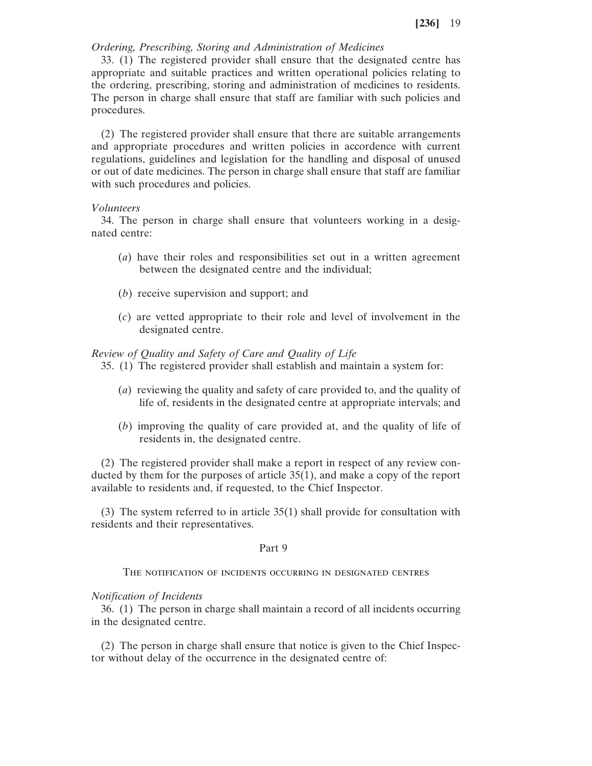*Ordering, Prescribing, Storing and Administration of Medicines*

33. (1) The registered provider shall ensure that the designated centre has appropriate and suitable practices and written operational policies relating to the ordering, prescribing, storing and administration of medicines to residents. The person in charge shall ensure that staff are familiar with such policies and procedures.

(2) The registered provider shall ensure that there are suitable arrangements and appropriate procedures and written policies in accordance with current regulations, guidelines and legislation for the handling and disposal of unused or out of date medicines. The person in charge shall ensure that staff are familiar with such procedures and policies.

*Volunteers*

34. The person in charge shall ensure that volunteers working in a designated centre:

(*a*) have their roles and responsibilities set out in a written agreement between the designated centre and the individual;

(*b*) receive supervision and support; and

(*c*) are vetted appropriate to their role and level of involvement in the designated centre.

*Review of Quality and Safety of Care and Quality of Life*

35. (1) The registered provider shall establish and maintain a system for:

(*a*) reviewing the quality and safety of care provided to, and the quality of life of, residents in the designated centre at appropriate intervals; and

(*b*) improving the quality of care provided at, and the quality of life of residents in, the designated centre.

(2) The registered provider shall make a report in respect of any review conducted by them for the purposes of article 35(1), and make a copy of the report available to residents and, if requested, to the Chief Inspector.

(3) The system referred to in article 35(1) shall provide for consultation with residents and their representatives.

## Part 9

## The notification of incidents occurring in designated centres

*Notification of Incidents*

36. (1) The person in charge shall maintain a record of all incidents occurring in the designated centre.

(2) The person in charge shall ensure that notice is given to the Chief Inspector without delay of the occurrence in the designated centre of: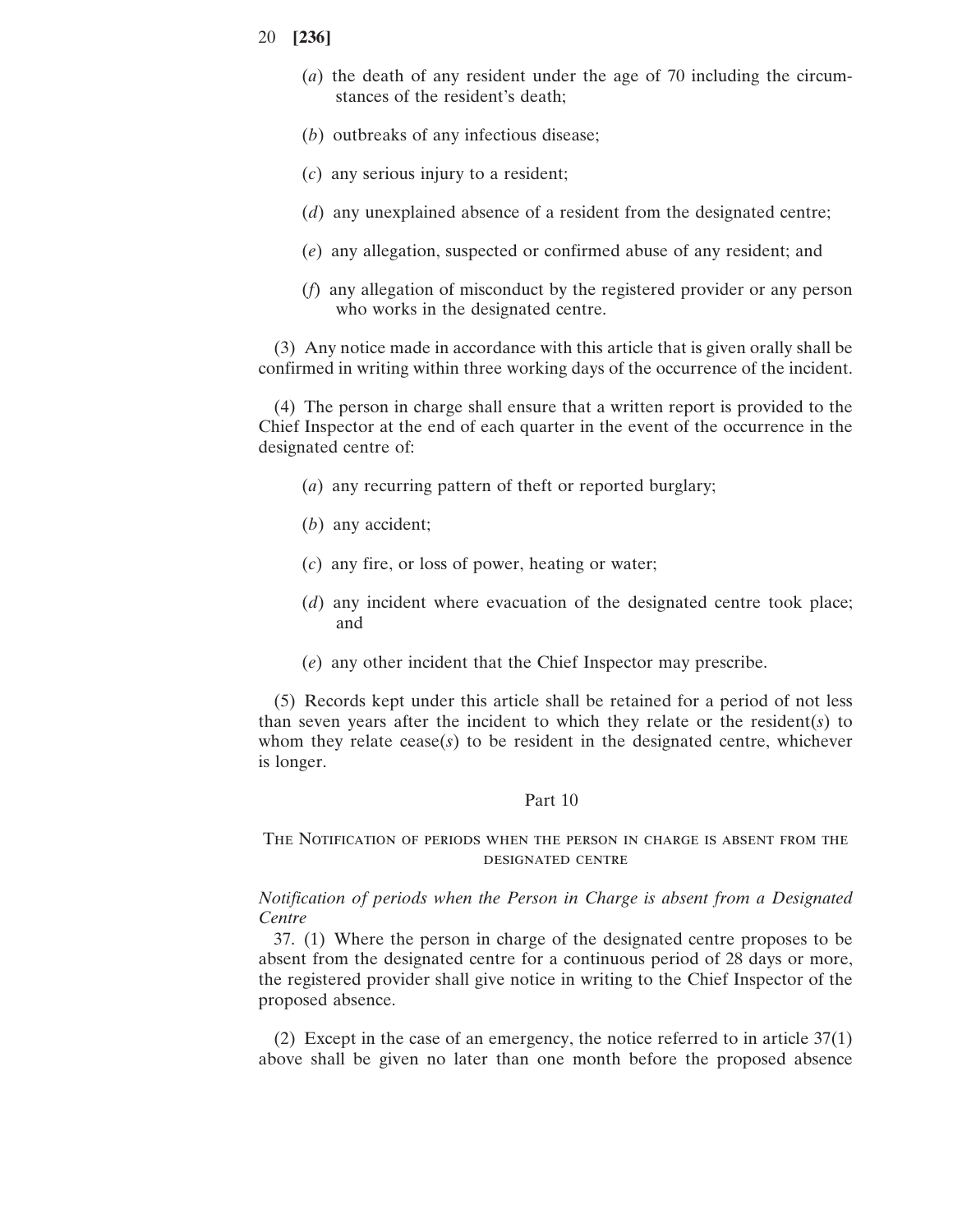(*a*) the death of any resident under the age of 70 including the circumstances of the resident's death;

(*b*) outbreaks of any infectious disease;

(*c*) any serious injury to a resident;

(*d*) any unexplained absence of a resident from the designated centre;

(*e*) any allegation, suspected or confirmed abuse of any resident; and

(*f*) any allegation of misconduct by the registered provider or any person who works in the designated centre.

(3) Any notice made in accordance with this article that is given orally shall be confirmed in writing within three working days of the occurrence of the incident.

(4) The person in charge shall ensure that a written report is provided to the Chief Inspector at the end of each quarter in the event of the occurrence in the designated centre of:

(*a*) any recurring pattern of theft or reported burglary;

(*b*) any accident;

(*c*) any fire, or loss of power, heating or water;

(*d*) any incident where evacuation of the designated centre took place; and

(*e*) any other incident that the Chief Inspector may prescribe.

(5) Records kept under this article shall be retained for a period of not less than seven years after the incident to which they relate or the resident(*s*) to whom they relate cease(*s*) to be resident in the designated centre, whichever is longer.

## Part 10

## The Notification of periods when the person in charge is absent from the designated centre

*Notification of periods when the Person in Charge is absent from a Designated Centre*

37. (1) Where the person in charge of the designated centre proposes to be absent from the designated centre for a continuous period of 28 days or more, the registered provider shall give notice in writing to the Chief Inspector of the proposed absence.

(2) Except in the case of an emergency, the notice referred to in article 37(1) above shall be given no later than one month before the proposed absence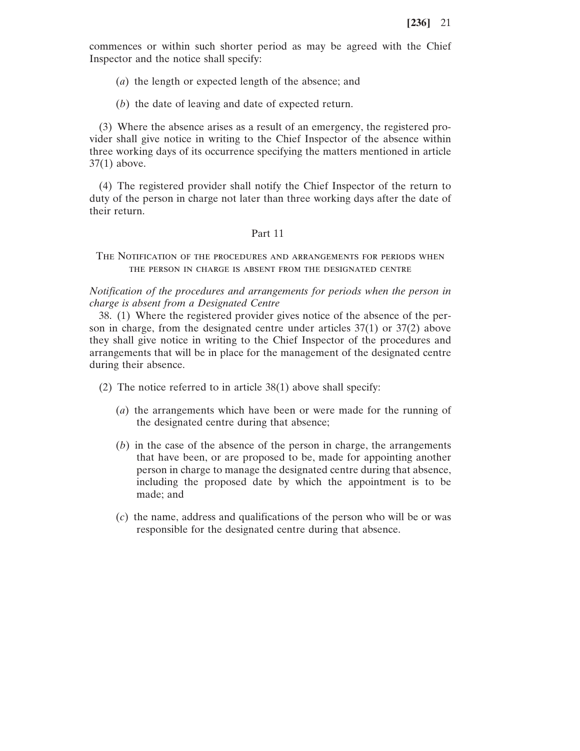commences or within such shorter period as may be agreed with the Chief Inspector and the notice shall specify:

(*a*) the length or expected length of the absence; and

(*b*) the date of leaving and date of expected return.

(3) Where the absence arises as a result of an emergency, the registered provider shall give notice in writing to the Chief Inspector of the absence within three working days of its occurrence specifying the matters mentioned in article 37(1) above.

(4) The registered provider shall notify the Chief Inspector of the return to duty of the person in charge not later than three working days after the date of their return.

## Part 11

### The Notification of the procedures and arrangements for periods when the person in charge is absent from the designated centre

*Notification of the procedures and arrangements for periods when the person in charge is absent from a Designated Centre*

38. (1) Where the registered provider gives notice of the absence of the person in charge, from the designated centre under articles 37(1) or 37(2) above they shall give notice in writing to the Chief Inspector of the procedures and arrangements that will be in place for the management of the designated centre during their absence.

(2) The notice referred to in article 38(1) above shall specify:

(*a*) the arrangements which have been or were made for the running of the designated centre during that absence;

(*b*) in the case of the absence of the person in charge, the arrangements that have been, or are proposed to be, made for appointing another person in charge to manage the designated centre during that absence, including the proposed date by which the appointment is to be made; and

(*c*) the name, address and qualifications of the person who will be or was responsible for the designated centre during that absence.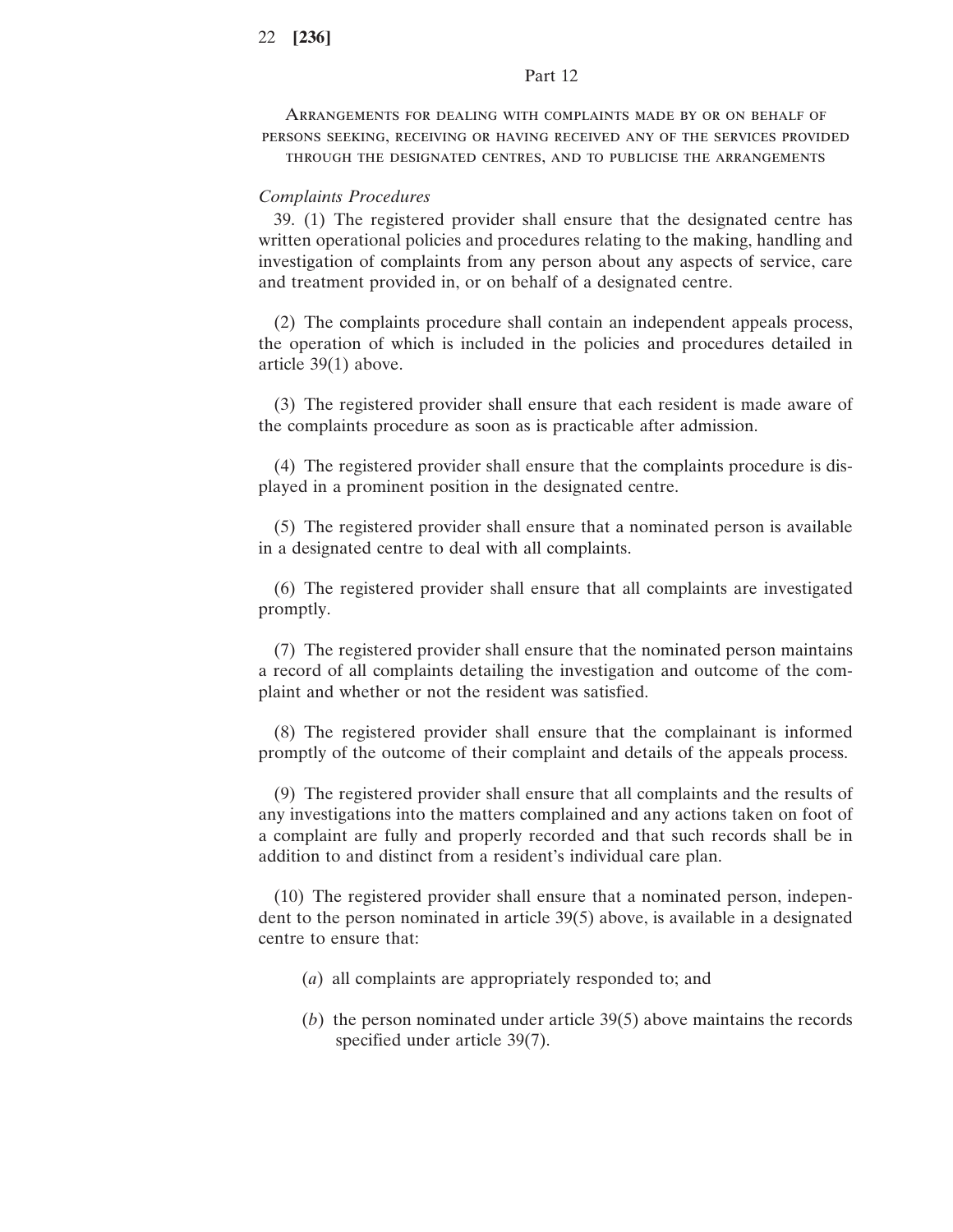## Part 12

### Arrangements for dealing with complaints made by or on behalf of persons seeking, receiving or having received any of the services provided through the designated centres, and to publicise the arrangements

*Complaints Procedures*

39. (1) The registered provider shall ensure that the designated centre has written operational policies and procedures relating to the making, handling and investigation of complaints from any person about any aspects of service, care and treatment provided in, or on behalf of a designated centre.

(2) The complaints procedure shall contain an independent appeals process, the operation of which is included in the policies and procedures detailed in article 39(1) above.

(3) The registered provider shall ensure that each resident is made aware of the complaints procedure as soon as is practicable after admission.

(4) The registered provider shall ensure that the complaints procedure is displayed in a prominent position in the designated centre.

(5) The registered provider shall ensure that a nominated person is available in a designated centre to deal with all complaints.

(6) The registered provider shall ensure that all complaints are investigated promptly.

(7) The registered provider shall ensure that the nominated person maintains a record of all complaints detailing the investigation and outcome of the complaint and whether or not the resident was satisfied.

(8) The registered provider shall ensure that the complainant is informed promptly of the outcome of their complaint and details of the appeals process.

(9) The registered provider shall ensure that all complaints and the results of any investigations into the matters complained and any actions taken on foot of a complaint are fully and properly recorded and that such records shall be in addition to and distinct from a resident's individual care plan.

(10) The registered provider shall ensure that a nominated person, independent to the person nominated in article 39(5) above, is available in a designated centre to ensure that:

(*a*) all complaints are appropriately responded to; and

(*b*) the person nominated under article 39(5) above maintains the records specified under article 39(7).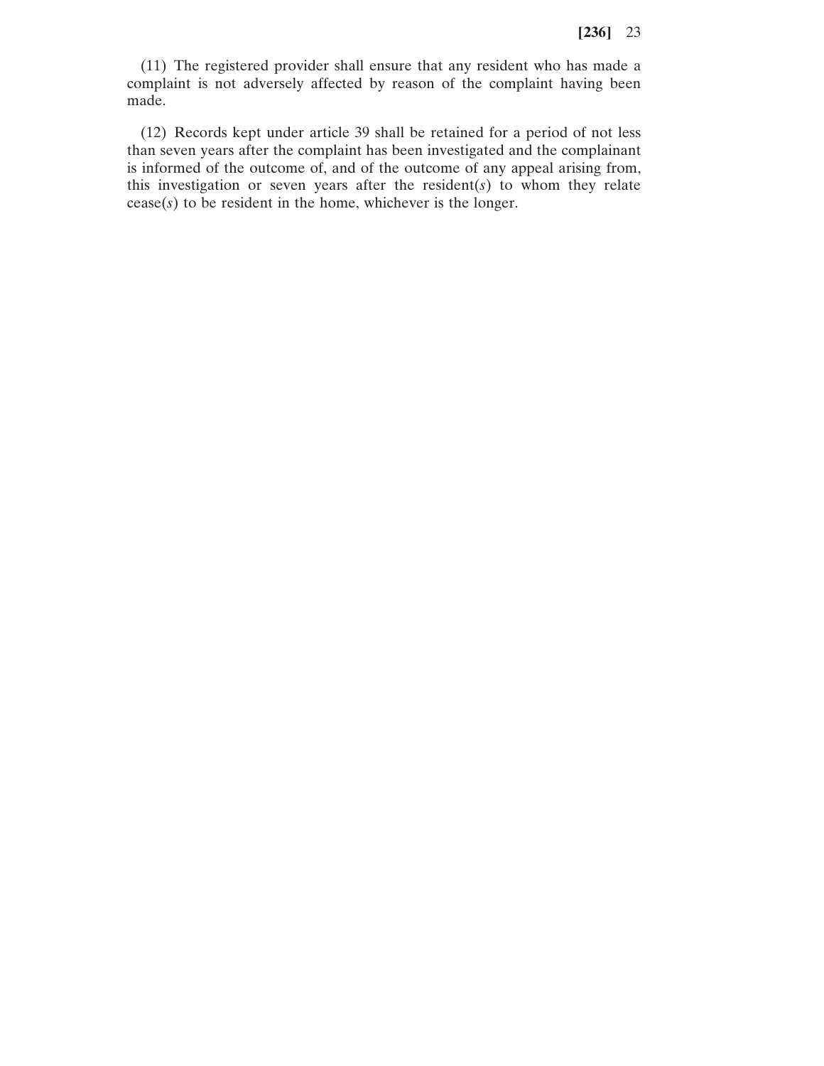(11) The registered provider shall ensure that any resident who has made a complaint is not adversely affected by reason of the complaint having been made.

(12) Records kept under article 39 shall be retained for a period of not less than seven years after the complaint has been investigated and the complainant is informed of the outcome of, and of the outcome of any appeal arising from, this investigation or seven years after the resident(*s*) to whom they relate cease(*s*) to be resident in the home, whichever is the longer.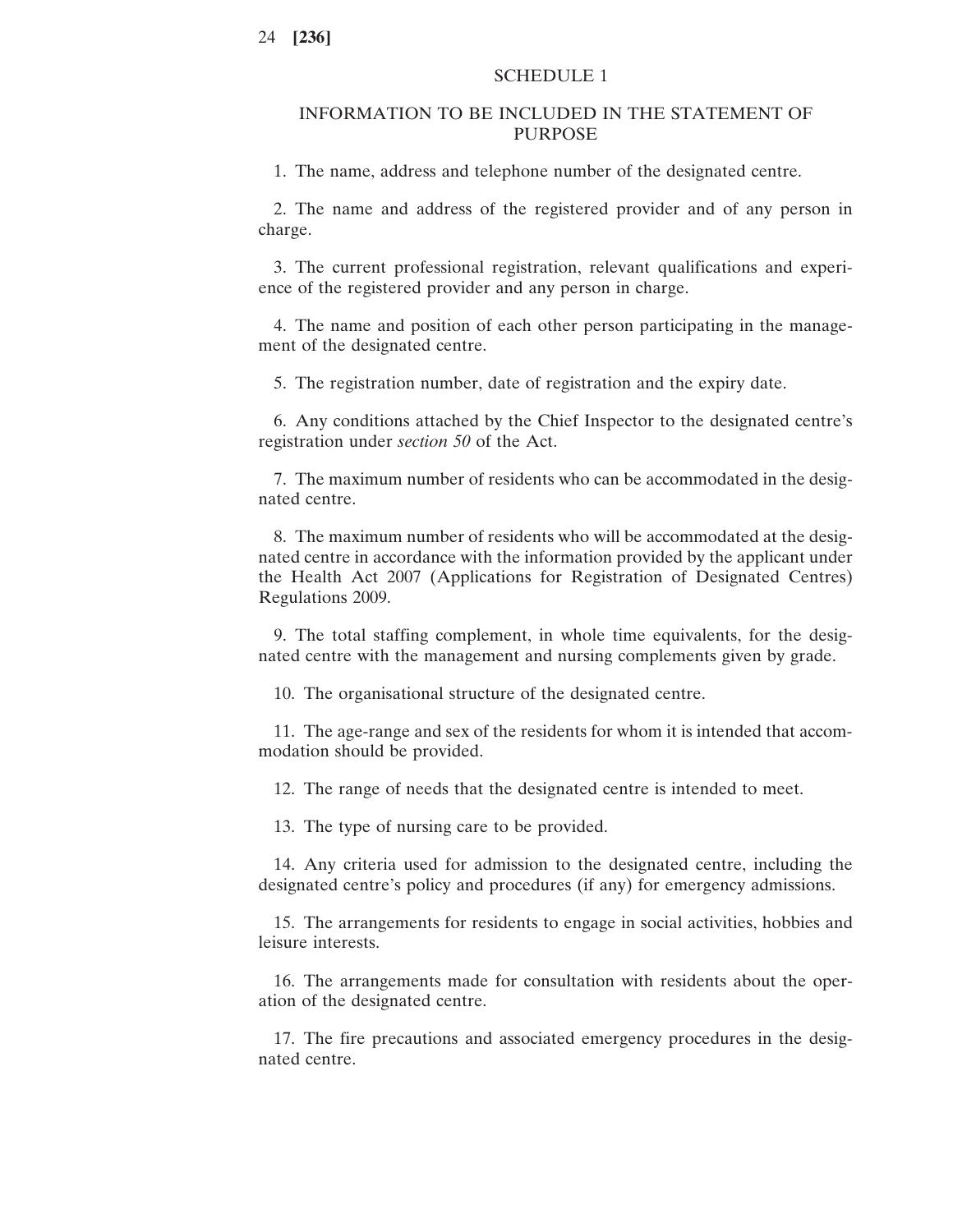## SCHEDULE 1

## INFORMATION TO BE INCLUDED IN THE STATEMENT OF PURPOSE

1. The name, address and telephone number of the designated centre.

2. The name and address of the registered provider and of any person in charge.

3. The current professional registration, relevant qualifications and experience of the registered provider and any person in charge.

4. The name and position of each other person participating in the management of the designated centre.

5. The registration number, date of registration and the expiry date.

6. Any conditions attached by the Chief Inspector to the designated centre's registration under *section 50* of the Act.

7. The maximum number of residents who can be accommodated in the designated centre.

8. The maximum number of residents who will be accommodated at the designated centre in accordance with the information provided by the applicant under the Health Act 2007 (Applications for Registration of Designated Centres) Regulations 2009.

9. The total staffing complement, in whole time equivalents, for the designated centre with the management and nursing complements given by grade.

10. The organisational structure of the designated centre.

11. The age-range and sex of the residents for whom it is intended that accommodation should be provided.

12. The range of needs that the designated centre is intended to meet.

13. The type of nursing care to be provided.

14. Any criteria used for admission to the designated centre, including the designated centre's policy and procedures (if any) for emergency admissions.

15. The arrangements for residents to engage in social activities, hobbies and leisure interests.

16. The arrangements made for consultation with residents about the operation of the designated centre.

17. The fire precautions and associated emergency procedures in the designated centre.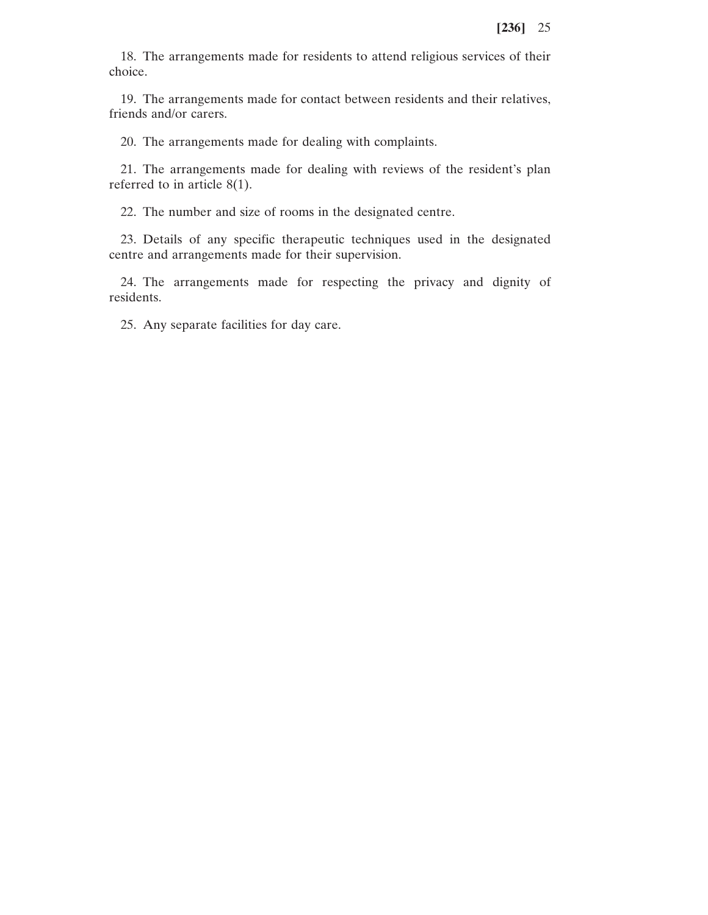18. The arrangements made for residents to attend religious services of their choice.

19. The arrangements made for contact between residents and their relatives, friends and/or carers.

20. The arrangements made for dealing with complaints.

21. The arrangements made for dealing with reviews of the resident's plan referred to in article 8(1).

22. The number and size of rooms in the designated centre.

23. Details of any specific therapeutic techniques used in the designated centre and arrangements made for their supervision.

24. The arrangements made for respecting the privacy and dignity of residents.

25. Any separate facilities for day care.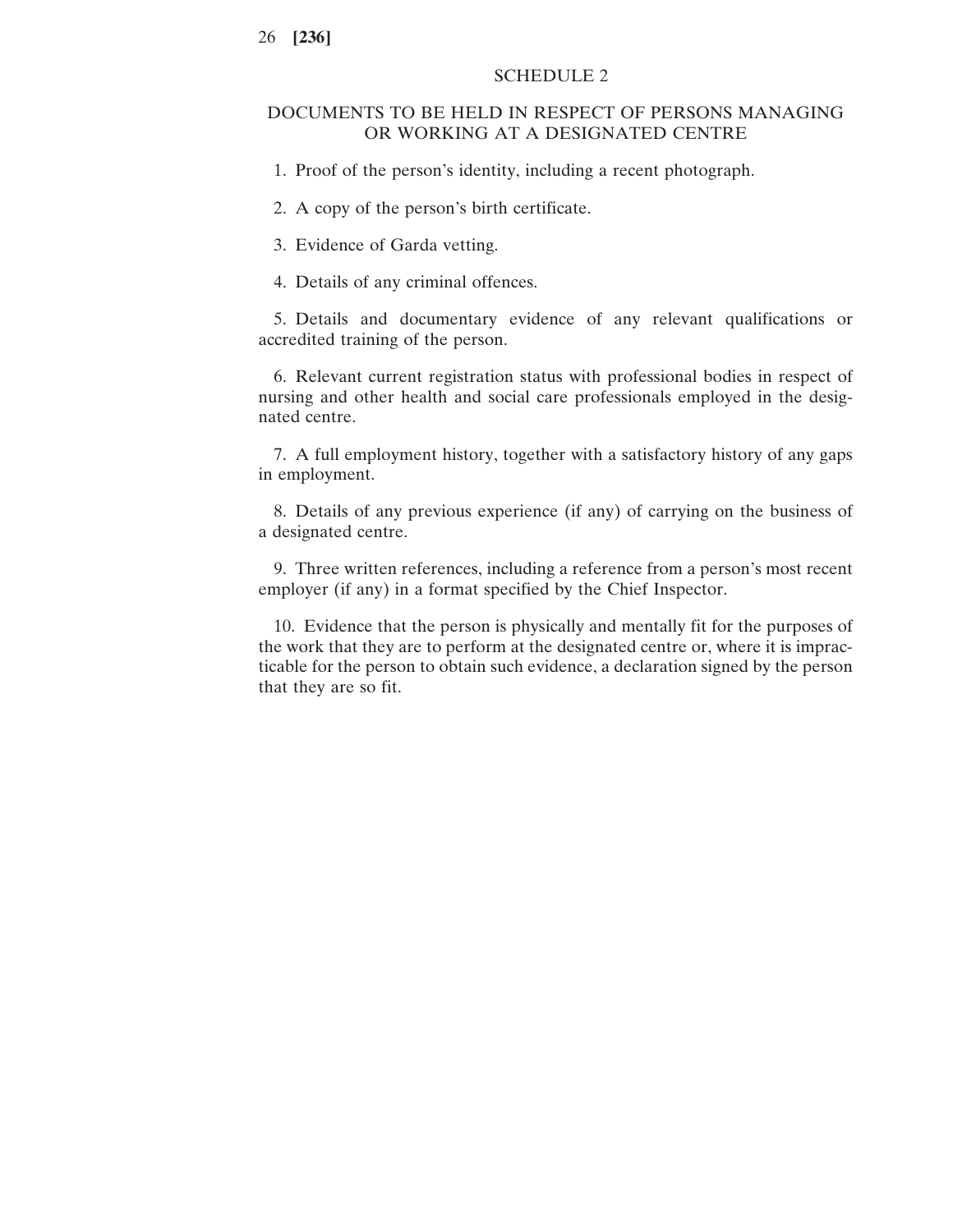## SCHEDULE 2

## DOCUMENTS TO BE HELD IN RESPECT OF PERSONS MANAGING OR WORKING AT A DESIGNATED CENTRE

1. Proof of the person's identity, including a recent photograph.

2. A copy of the person's birth certificate.

3. Evidence of Garda vetting.

4. Details of any criminal offences.

5. Details and documentary evidence of any relevant qualifications or accredited training of the person.

6. Relevant current registration status with professional bodies in respect of nursing and other health and social care professionals employed in the designated centre.

7. A full employment history, together with a satisfactory history of any gaps in employment.

8. Details of any previous experience (if any) of carrying on the business of a designated centre.

9. Three written references, including a reference from a person's most recent employer (if any) in a format specified by the Chief Inspector.

10. Evidence that the person is physically and mentally fit for the purposes of the work that they are to perform at the designated centre or, where it is impracticable for the person to obtain such evidence, a declaration signed by the person that they are so fit.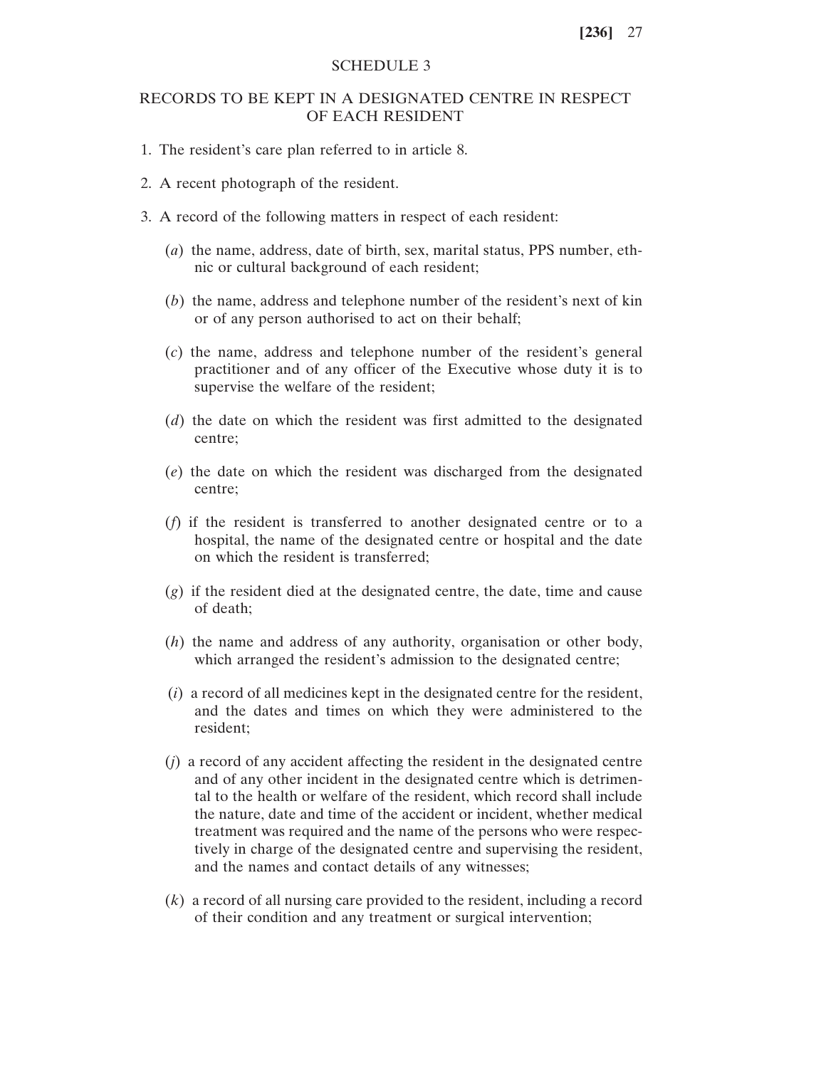## SCHEDULE 3

## RECORDS TO BE KEPT IN A DESIGNATED CENTRE IN RESPECT OF EACH RESIDENT

1. The resident's care plan referred to in article 8.

2. A recent photograph of the resident.

3. A record of the following matters in respect of each resident:

   (*a*) the name, address, date of birth, sex, marital status, PPS number, ethnic or cultural background of each resident;

   (*b*) the name, address and telephone number of the resident's next of kin or of any person authorised to act on their behalf;

   (*c*) the name, address and telephone number of the resident's general practitioner and of any officer of the Executive whose duty it is to supervise the welfare of the resident;

   (*d*) the date on which the resident was first admitted to the designated centre;

   (*e*) the date on which the resident was discharged from the designated centre;

   (*f*) if the resident is transferred to another designated centre or to a hospital, the name of the designated centre or hospital and the date on which the resident is transferred;

   (*g*) if the resident died at the designated centre, the date, time and cause of death;

   (*h*) the name and address of any authority, organisation or other body, which arranged the resident's admission to the designated centre;

   (*i*) a record of all medicines kept in the designated centre for the resident, and the dates and times on which they were administered to the resident;

   (*j*) a record of any accident affecting the resident in the designated centre and of any other incident in the designated centre which is detrimental to the health or welfare of the resident, which record shall include the nature, date and time of the accident or incident, whether medical treatment was required and the name of the persons who were respectively in charge of the designated centre and supervising the resident, and the names and contact details of any witnesses;

   (*k*) a record of all nursing care provided to the resident, including a record of their condition and any treatment or surgical intervention;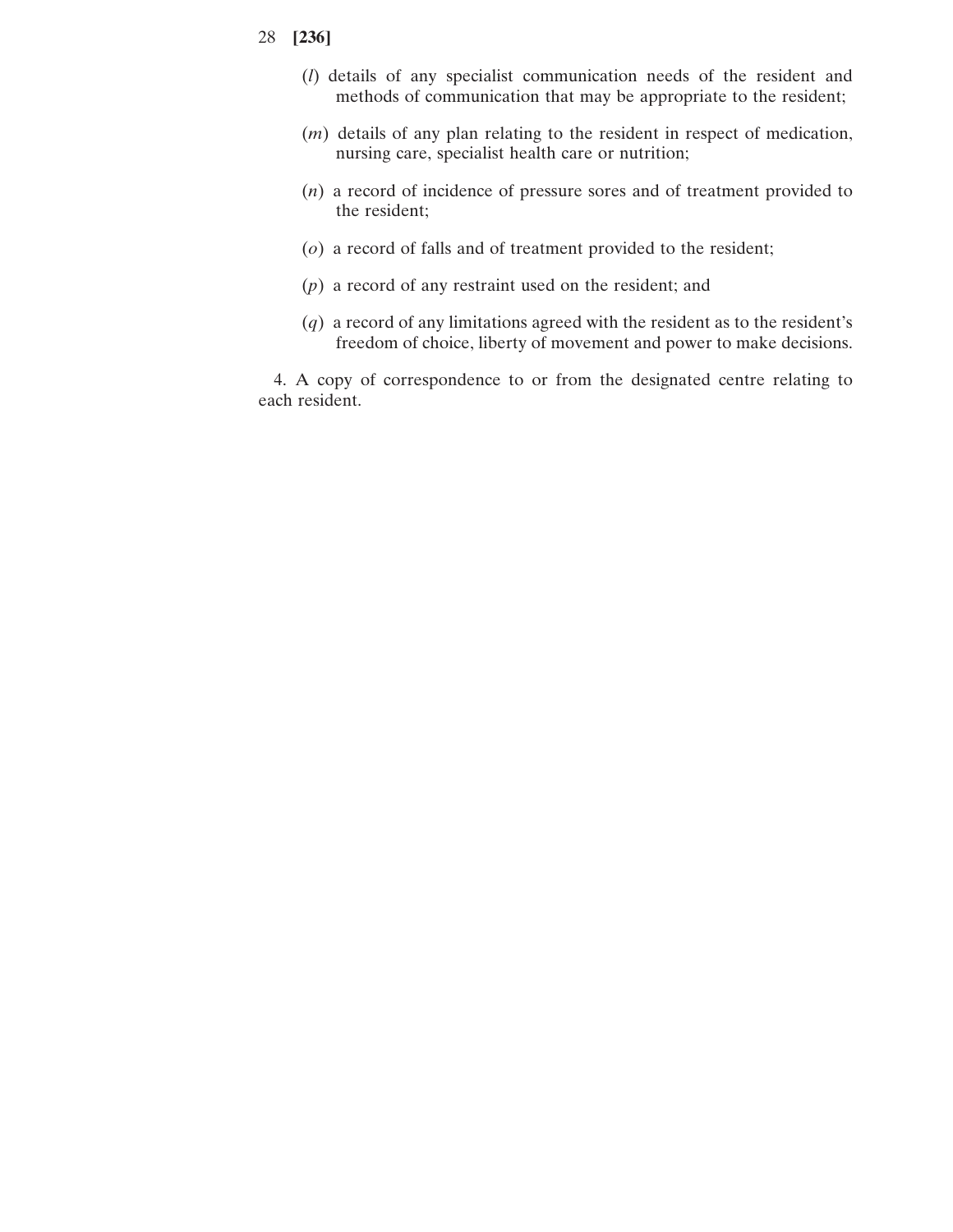(*l*) details of any specialist communication needs of the resident and methods of communication that may be appropriate to the resident;

(*m*) details of any plan relating to the resident in respect of medication, nursing care, specialist health care or nutrition;

(*n*) a record of incidence of pressure sores and of treatment provided to the resident;

(*o*) a record of falls and of treatment provided to the resident;

(*p*) a record of any restraint used on the resident; and

(*q*) a record of any limitations agreed with the resident as to the resident's freedom of choice, liberty of movement and power to make decisions.

4. A copy of correspondence to or from the designated centre relating to each resident.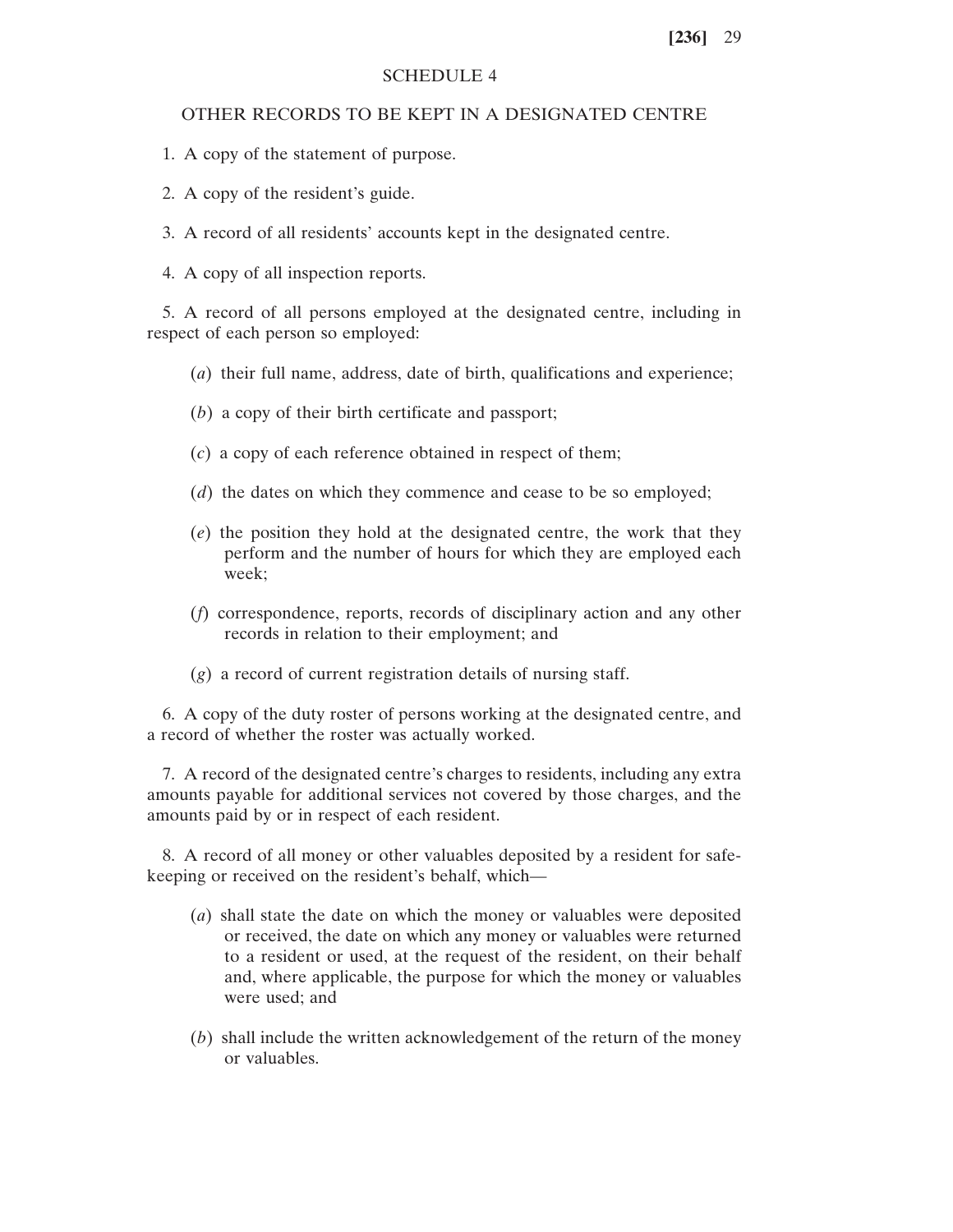## SCHEDULE 4

### OTHER RECORDS TO BE KEPT IN A DESIGNATED CENTRE

1. A copy of the statement of purpose.

2. A copy of the resident's guide.

3. A record of all residents' accounts kept in the designated centre.

4. A copy of all inspection reports.

5. A record of all persons employed at the designated centre, including in respect of each person so employed:

 (*a*) their full name, address, date of birth, qualifications and experience;

 (*b*) a copy of their birth certificate and passport;

 (*c*) a copy of each reference obtained in respect of them;

 (*d*) the dates on which they commence and cease to be so employed;

 (*e*) the position they hold at the designated centre, the work that they perform and the number of hours for which they are employed each week;

 (*f*) correspondence, reports, records of disciplinary action and any other records in relation to their employment; and

 (*g*) a record of current registration details of nursing staff.

6. A copy of the duty roster of persons working at the designated centre, and a record of whether the roster was actually worked.

7. A record of the designated centre's charges to residents, including any extra amounts payable for additional services not covered by those charges, and the amounts paid by or in respect of each resident.

8. A record of all money or other valuables deposited by a resident for safe-keeping or received on the resident's behalf, which—

 (*a*) shall state the date on which the money or valuables were deposited or received, the date on which any money or valuables were returned to a resident or used, at the request of the resident, on their behalf and, where applicable, the purpose for which the money or valuables were used; and

 (*b*) shall include the written acknowledgement of the return of the money or valuables.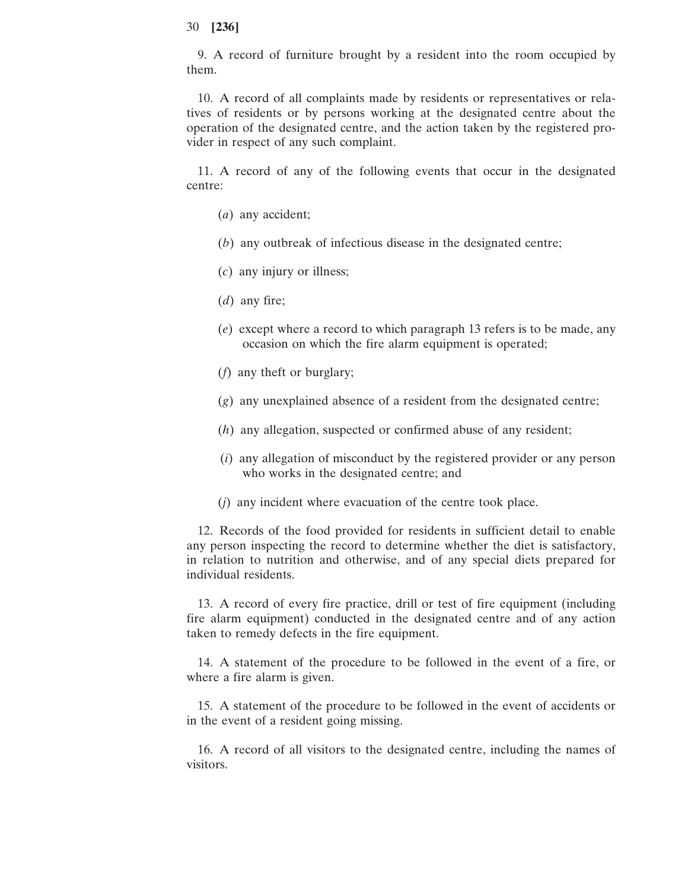9. A record of furniture brought by a resident into the room occupied by them.

10. A record of all complaints made by residents or representatives or relatives of residents or by persons working at the designated centre about the operation of the designated centre, and the action taken by the registered provider in respect of any such complaint.

11. A record of any of the following events that occur in the designated centre:

(*a*) any accident;

(*b*) any outbreak of infectious disease in the designated centre;

(*c*) any injury or illness;

(*d*) any fire;

(*e*) except where a record to which paragraph 13 refers is to be made, any occasion on which the fire alarm equipment is operated;

(*f*) any theft or burglary;

(*g*) any unexplained absence of a resident from the designated centre;

(*h*) any allegation, suspected or confirmed abuse of any resident;

(*i*) any allegation of misconduct by the registered provider or any person who works in the designated centre; and

(*j*) any incident where evacuation of the centre took place.

12. Records of the food provided for residents in sufficient detail to enable any person inspecting the record to determine whether the diet is satisfactory, in relation to nutrition and otherwise, and of any special diets prepared for individual residents.

13. A record of every fire practice, drill or test of fire equipment (including fire alarm equipment) conducted in the designated centre and of any action taken to remedy defects in the fire equipment.

14. A statement of the procedure to be followed in the event of a fire, or where a fire alarm is given.

15. A statement of the procedure to be followed in the event of accidents or in the event of a resident going missing.

16. A record of all visitors to the designated centre, including the names of visitors.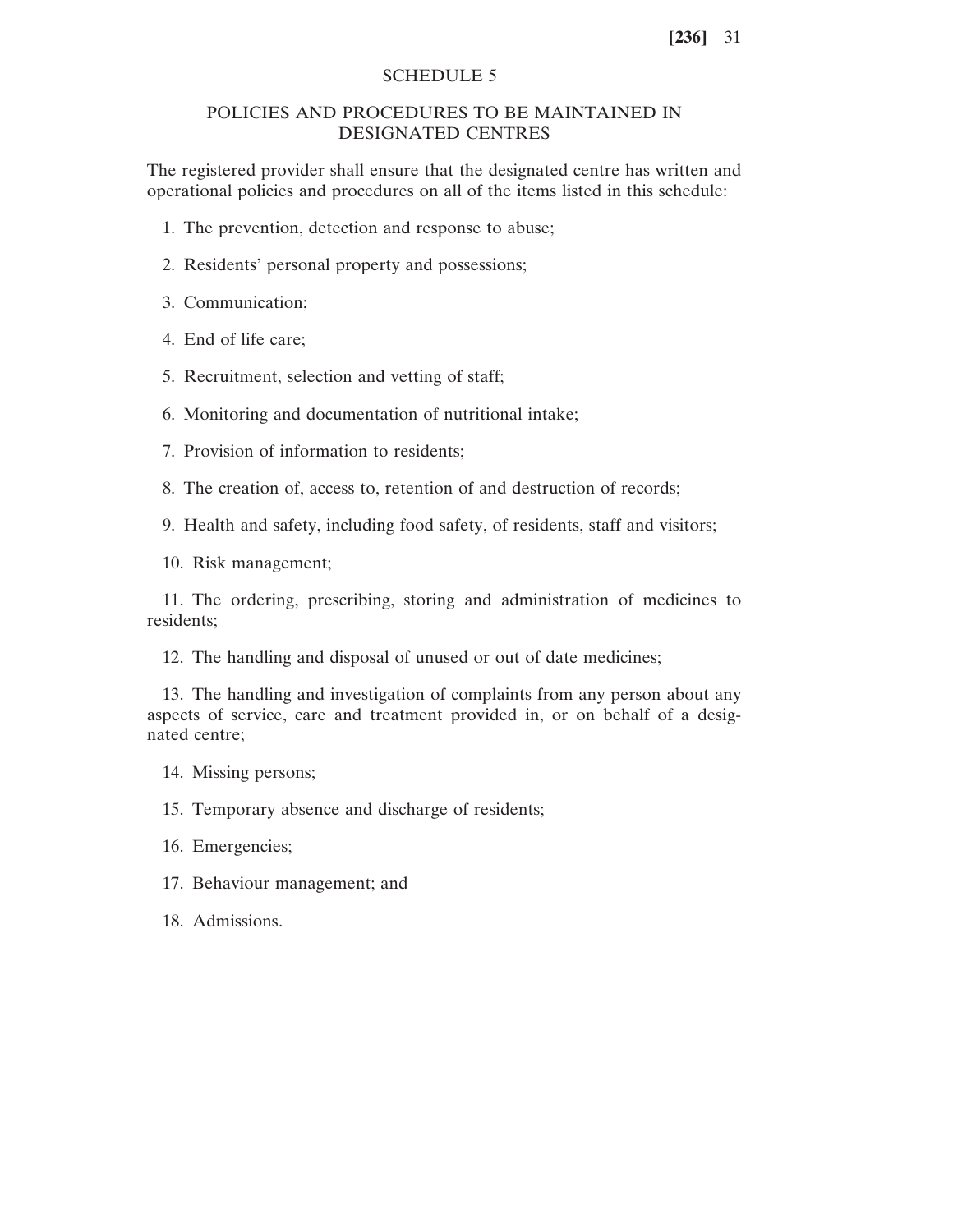# SCHEDULE 5

## POLICIES AND PROCEDURES TO BE MAINTAINED IN DESIGNATED CENTRES

The registered provider shall ensure that the designated centre has written and operational policies and procedures on all of the items listed in this schedule:

1. The prevention, detection and response to abuse;

2. Residents' personal property and possessions;

3. Communication;

4. End of life care;

5. Recruitment, selection and vetting of staff;

6. Monitoring and documentation of nutritional intake;

7. Provision of information to residents;

8. The creation of, access to, retention of and destruction of records;

9. Health and safety, including food safety, of residents, staff and visitors;

10. Risk management;

11. The ordering, prescribing, storing and administration of medicines to residents;

12. The handling and disposal of unused or out of date medicines;

13. The handling and investigation of complaints from any person about any aspects of service, care and treatment provided in, or on behalf of a designated centre;

14. Missing persons;

15. Temporary absence and discharge of residents;

16. Emergencies;

17. Behaviour management; and

18. Admissions.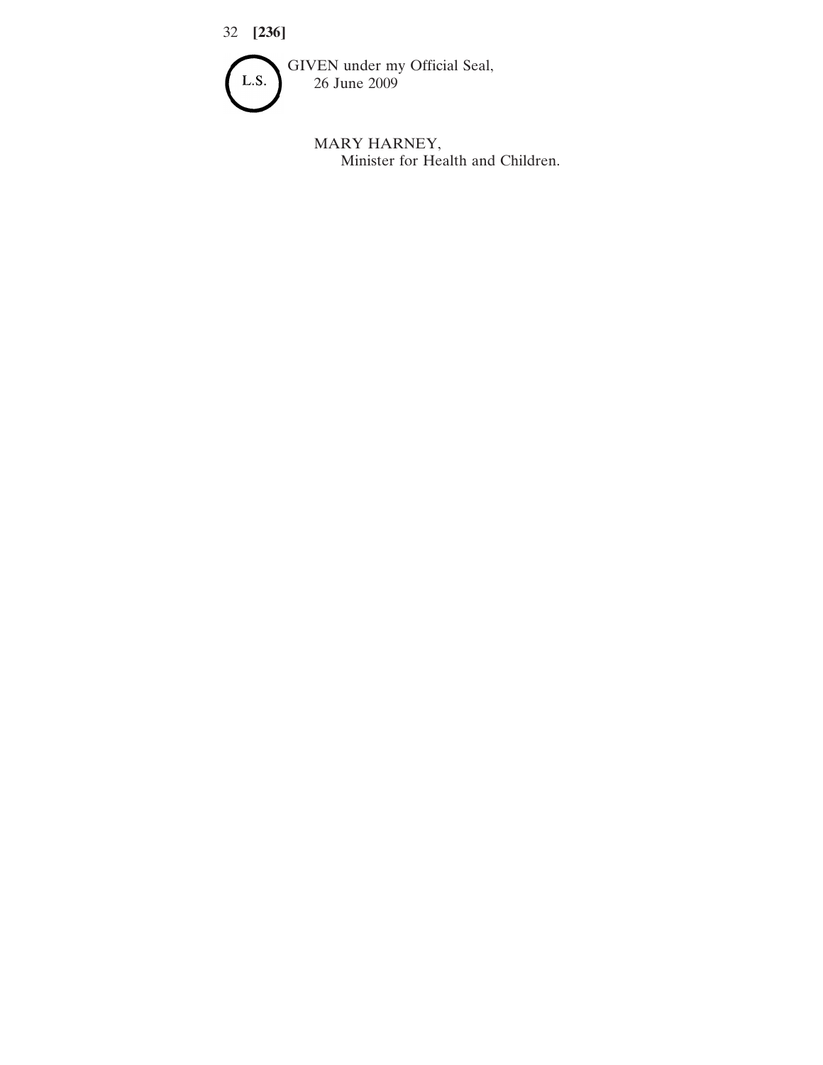L.S.

GIVEN under my Official Seal,
26 June 2009

MARY HARNEY,
Minister for Health and Children.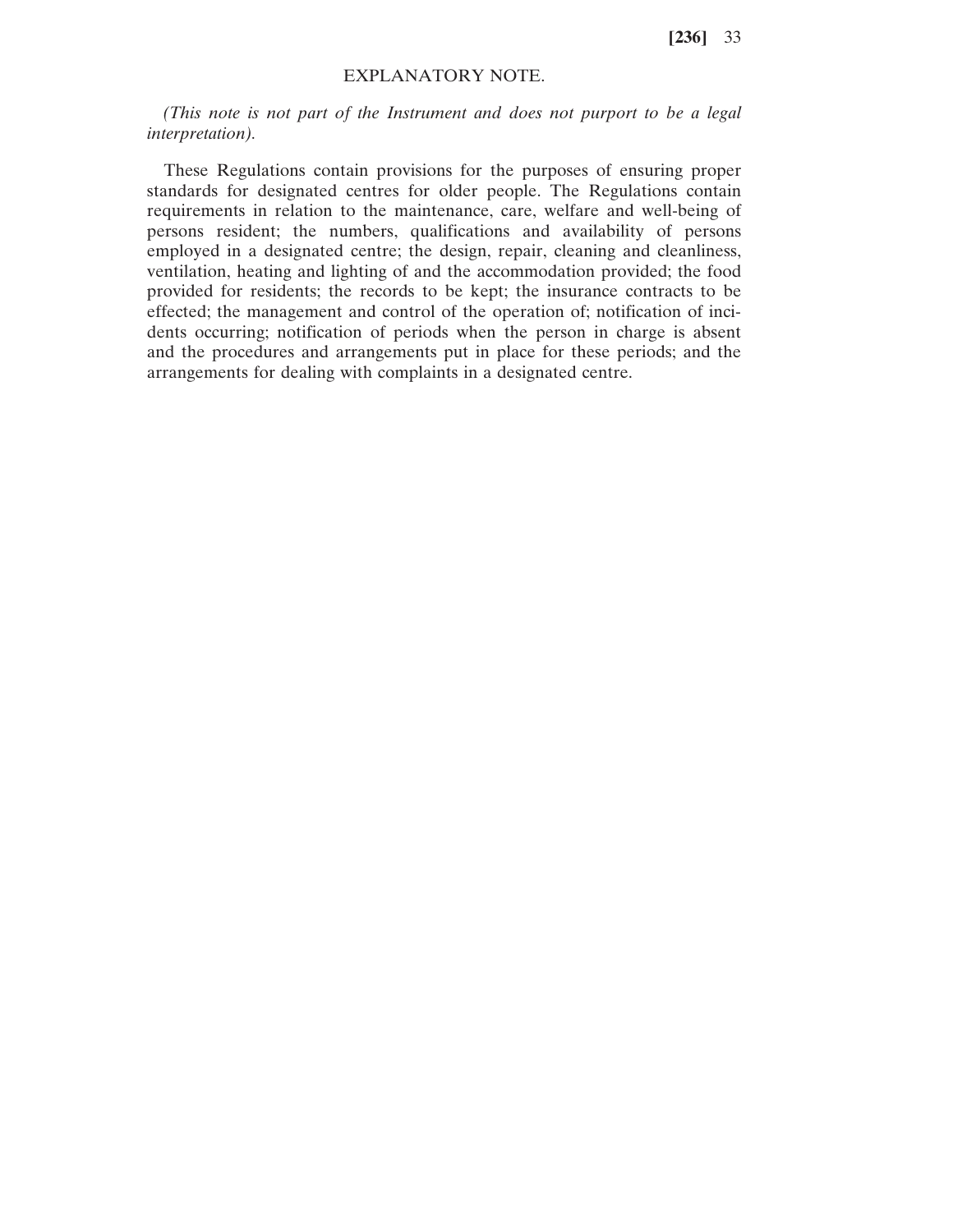## EXPLANATORY NOTE.

*(This note is not part of the Instrument and does not purport to be a legal interpretation).*

These Regulations contain provisions for the purposes of ensuring proper standards for designated centres for older people. The Regulations contain requirements in relation to the maintenance, care, welfare and well-being of persons resident; the numbers, qualifications and availability of persons employed in a designated centre; the design, repair, cleaning and cleanliness, ventilation, heating and lighting of and the accommodation provided; the food provided for residents; the records to be kept; the insurance contracts to be effected; the management and control of the operation of; notification of incidents occurring; notification of periods when the person in charge is absent and the procedures and arrangements put in place for these periods; and the arrangements for dealing with complaints in a designated centre.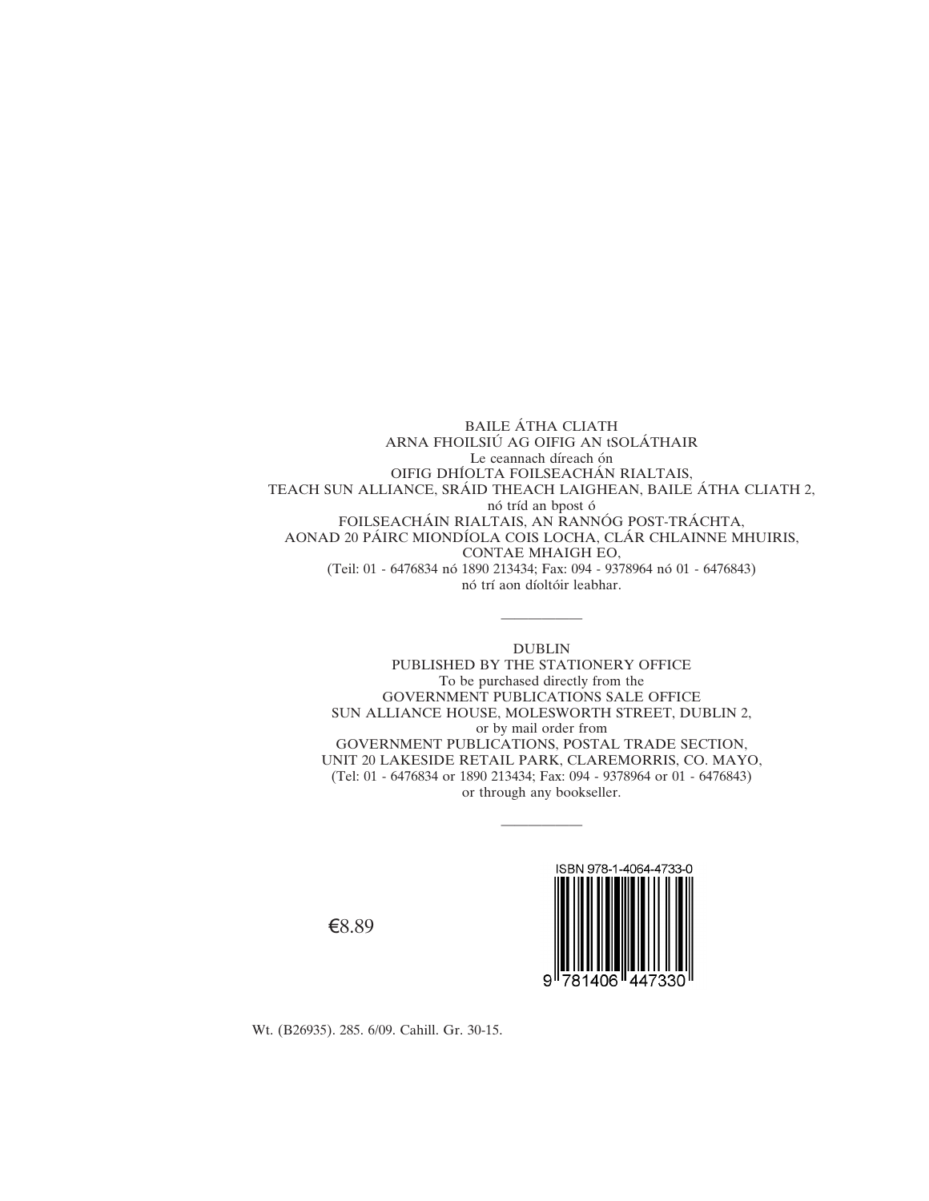BAILE ÁTHA CLIATH
ARNA FHOILSIÚ AG OIFIG AN tSOLÁTHAIR
Le ceannach díreach ón
OIFIG DHÍOLTA FOILSEACHÁN RIALTAIS,
TEACH SUN ALLIANCE, SRÁID THEACH LAIGHEAN, BAILE ÁTHA CLIATH 2,
nó tríd an bpost ó
FOILSEACHÁIN RIALTAIS, AN RANNÓG POST-TRÁCHTA,
AONAD 20 PÁIRC MIONDÍOLA COIS LOCHA, CLÁR CHLAINNE MHUIRIS,
CONTAE MHAIGH EO,
(Teil: 01 - 6476834 nó 1890 213434; Fax: 094 - 9378964 nó 01 - 6476843)
nó trí aon díoltóir leabhar.

---

DUBLIN
PUBLISHED BY THE STATIONERY OFFICE
To be purchased directly from the
GOVERNMENT PUBLICATIONS SALE OFFICE
SUN ALLIANCE HOUSE, MOLESWORTH STREET, DUBLIN 2,
or by mail order from
GOVERNMENT PUBLICATIONS, POSTAL TRADE SECTION,
UNIT 20 LAKESIDE RETAIL PARK, CLAREMORRIS, CO. MAYO,
(Tel: 01 - 6476834 or 1890 213434; Fax: 094 - 9378964 or 01 - 6476843)
or through any bookseller.

---

€8.89

ISBN 978-1-4064-4733-0

9 781406 447330

Wt. (B26935). 285. 6/09. Cahill. Gr. 30-15.